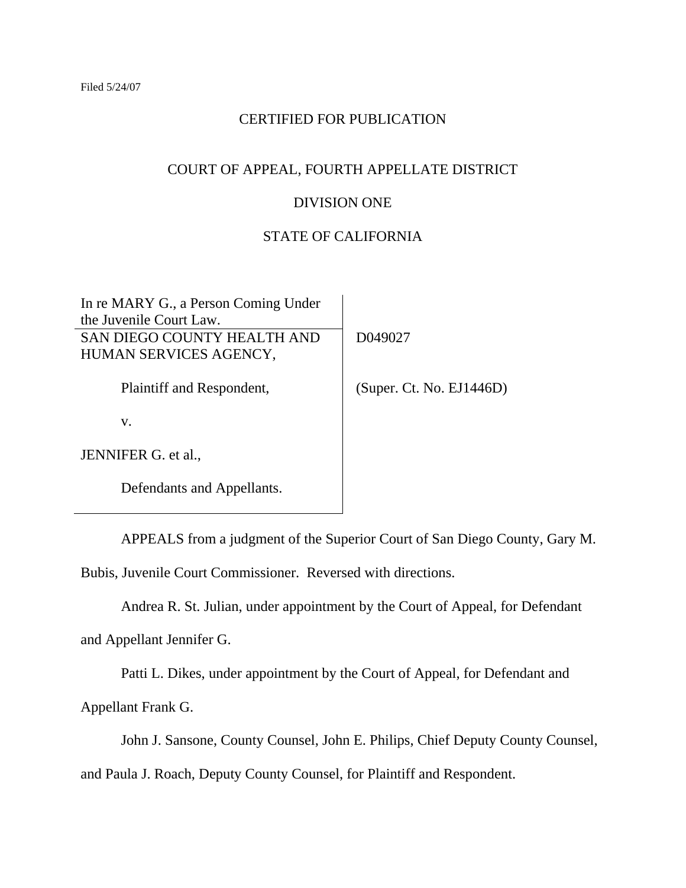Filed 5/24/07

CERTIFIED FOR PUBLICATION

COURT OF APPEAL, FOURTH APPELLATE DISTRICT

DIVISION ONE

STATE OF CALIFORNIA

| | |
|---|---|
| In re MARY G., a Person Coming Under the Juvenile Court Law. | |
| SAN DIEGO COUNTY HEALTH AND HUMAN SERVICES AGENCY,<br><br>Plaintiff and Respondent,<br><br>v.<br><br>JENNIFER G. et al.,<br><br>Defendants and Appellants. | D049027<br><br>(Super. Ct. No. EJ1446D) |

APPEALS from a judgment of the Superior Court of San Diego County, Gary M. Bubis, Juvenile Court Commissioner. Reversed with directions.

Andrea R. St. Julian, under appointment by the Court of Appeal, for Defendant and Appellant Jennifer G.

Patti L. Dikes, under appointment by the Court of Appeal, for Defendant and Appellant Frank G.

John J. Sansone, County Counsel, John E. Philips, Chief Deputy County Counsel, and Paula J. Roach, Deputy County Counsel, for Plaintiff and Respondent.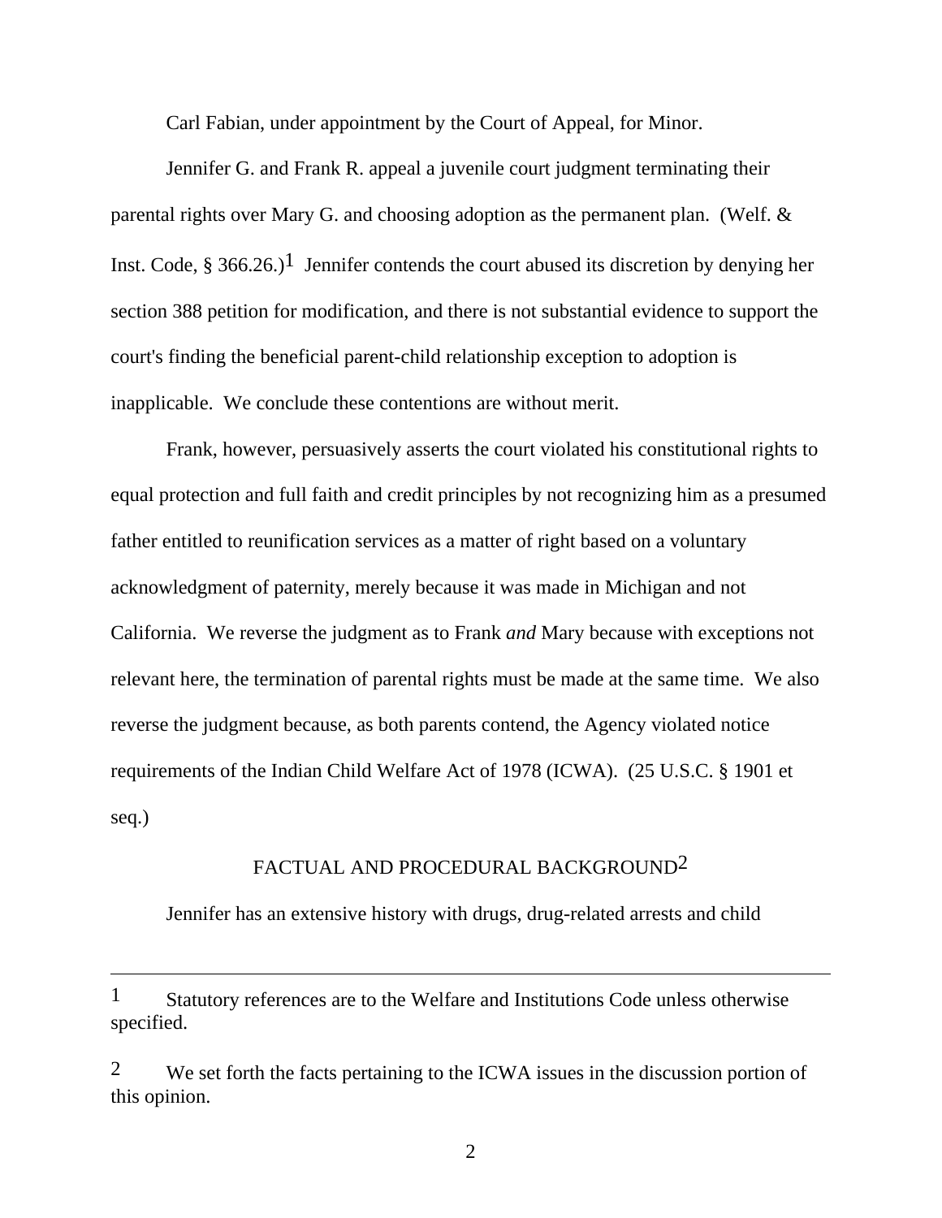Carl Fabian, under appointment by the Court of Appeal, for Minor.

Jennifer G. and Frank R. appeal a juvenile court judgment terminating their parental rights over Mary G. and choosing adoption as the permanent plan. (Welf. & Inst. Code, § 366.26.)[1] Jennifer contends the court abused its discretion by denying her section 388 petition for modification, and there is not substantial evidence to support the court's finding the beneficial parent-child relationship exception to adoption is inapplicable. We conclude these contentions are without merit.

Frank, however, persuasively asserts the court violated his constitutional rights to equal protection and full faith and credit principles by not recognizing him as a presumed father entitled to reunification services as a matter of right based on a voluntary acknowledgment of paternity, merely because it was made in Michigan and not California. We reverse the judgment as to Frank *and* Mary because with exceptions not relevant here, the termination of parental rights must be made at the same time. We also reverse the judgment because, as both parents contend, the Agency violated notice requirements of the Indian Child Welfare Act of 1978 (ICWA). (25 U.S.C. § 1901 et seq.)

## FACTUAL AND PROCEDURAL BACKGROUND[2]

Jennifer has an extensive history with drugs, drug-related arrests and child

---

[1] Statutory references are to the Welfare and Institutions Code unless otherwise specified.

[2] We set forth the facts pertaining to the ICWA issues in the discussion portion of this opinion.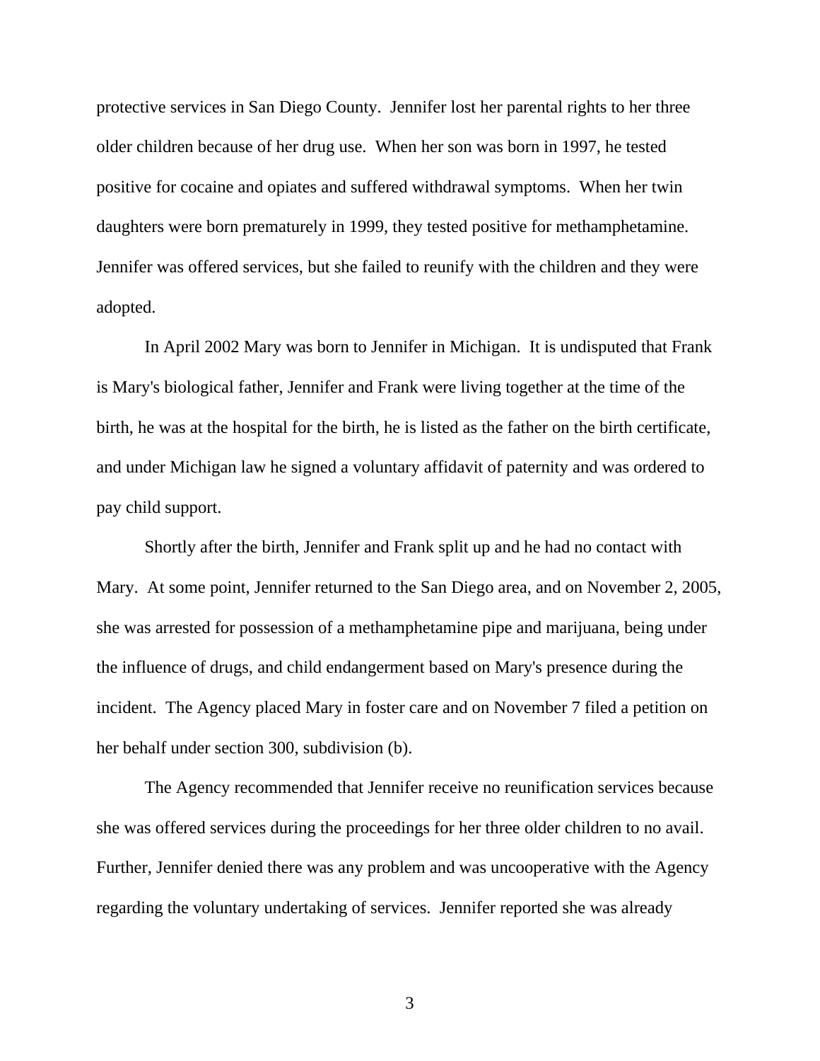protective services in San Diego County. Jennifer lost her parental rights to her three older children because of her drug use. When her son was born in 1997, he tested positive for cocaine and opiates and suffered withdrawal symptoms. When her twin daughters were born prematurely in 1999, they tested positive for methamphetamine. Jennifer was offered services, but she failed to reunify with the children and they were adopted.

In April 2002 Mary was born to Jennifer in Michigan. It is undisputed that Frank is Mary's biological father, Jennifer and Frank were living together at the time of the birth, he was at the hospital for the birth, he is listed as the father on the birth certificate, and under Michigan law he signed a voluntary affidavit of paternity and was ordered to pay child support.

Shortly after the birth, Jennifer and Frank split up and he had no contact with Mary. At some point, Jennifer returned to the San Diego area, and on November 2, 2005, she was arrested for possession of a methamphetamine pipe and marijuana, being under the influence of drugs, and child endangerment based on Mary's presence during the incident. The Agency placed Mary in foster care and on November 7 filed a petition on her behalf under section 300, subdivision (b).

The Agency recommended that Jennifer receive no reunification services because she was offered services during the proceedings for her three older children to no avail. Further, Jennifer denied there was any problem and was uncooperative with the Agency regarding the voluntary undertaking of services. Jennifer reported she was already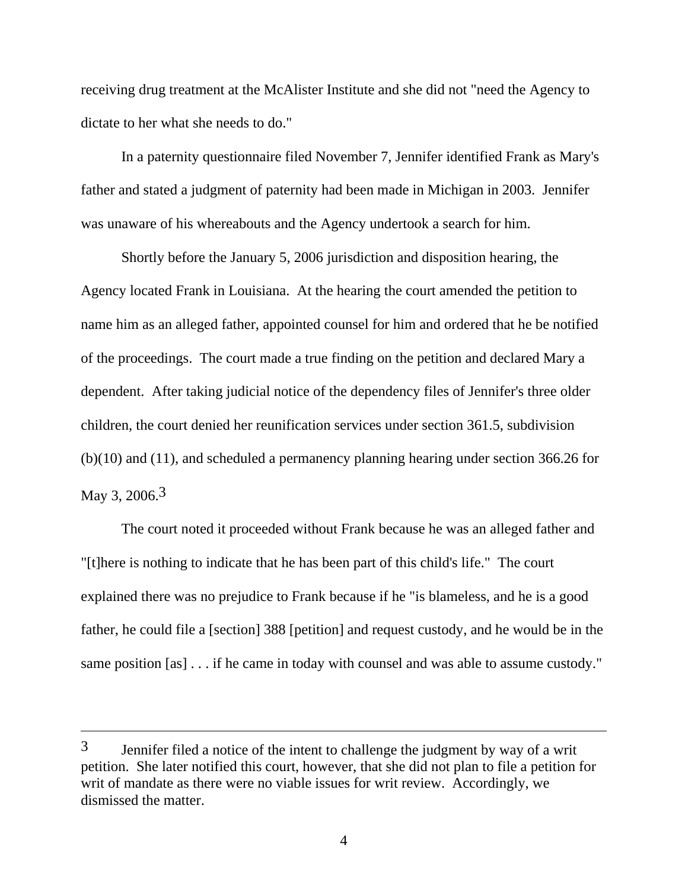receiving drug treatment at the McAlister Institute and she did not "need the Agency to dictate to her what she needs to do."

In a paternity questionnaire filed November 7, Jennifer identified Frank as Mary's father and stated a judgment of paternity had been made in Michigan in 2003. Jennifer was unaware of his whereabouts and the Agency undertook a search for him.

Shortly before the January 5, 2006 jurisdiction and disposition hearing, the Agency located Frank in Louisiana. At the hearing the court amended the petition to name him as an alleged father, appointed counsel for him and ordered that he be notified of the proceedings. The court made a true finding on the petition and declared Mary a dependent. After taking judicial notice of the dependency files of Jennifer's three older children, the court denied her reunification services under section 361.5, subdivision (b)(10) and (11), and scheduled a permanency planning hearing under section 366.26 for May 3, 2006.[3]

The court noted it proceeded without Frank because he was an alleged father and "[t]here is nothing to indicate that he has been part of this child's life." The court explained there was no prejudice to Frank because if he "is blameless, and he is a good father, he could file a [section] 388 [petition] and request custody, and he would be in the same position [as] . . . if he came in today with counsel and was able to assume custody."

---

[3] Jennifer filed a notice of the intent to challenge the judgment by way of a writ petition. She later notified this court, however, that she did not plan to file a petition for writ of mandate as there were no viable issues for writ review. Accordingly, we dismissed the matter.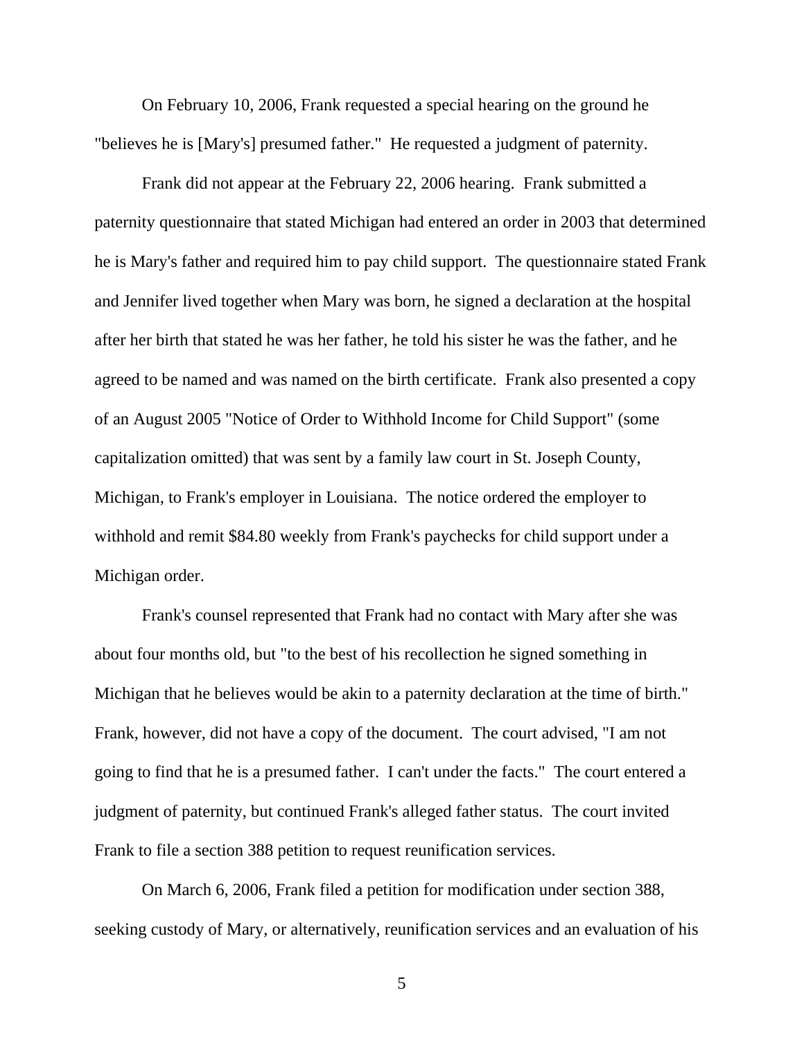On February 10, 2006, Frank requested a special hearing on the ground he "believes he is [Mary's] presumed father." He requested a judgment of paternity.

Frank did not appear at the February 22, 2006 hearing. Frank submitted a paternity questionnaire that stated Michigan had entered an order in 2003 that determined he is Mary's father and required him to pay child support. The questionnaire stated Frank and Jennifer lived together when Mary was born, he signed a declaration at the hospital after her birth that stated he was her father, he told his sister he was the father, and he agreed to be named and was named on the birth certificate. Frank also presented a copy of an August 2005 "Notice of Order to Withhold Income for Child Support" (some capitalization omitted) that was sent by a family law court in St. Joseph County, Michigan, to Frank's employer in Louisiana. The notice ordered the employer to withhold and remit $84.80 weekly from Frank's paychecks for child support under a Michigan order.

Frank's counsel represented that Frank had no contact with Mary after she was about four months old, but "to the best of his recollection he signed something in Michigan that he believes would be akin to a paternity declaration at the time of birth." Frank, however, did not have a copy of the document. The court advised, "I am not going to find that he is a presumed father. I can't under the facts." The court entered a judgment of paternity, but continued Frank's alleged father status. The court invited Frank to file a section 388 petition to request reunification services.

On March 6, 2006, Frank filed a petition for modification under section 388, seeking custody of Mary, or alternatively, reunification services and an evaluation of his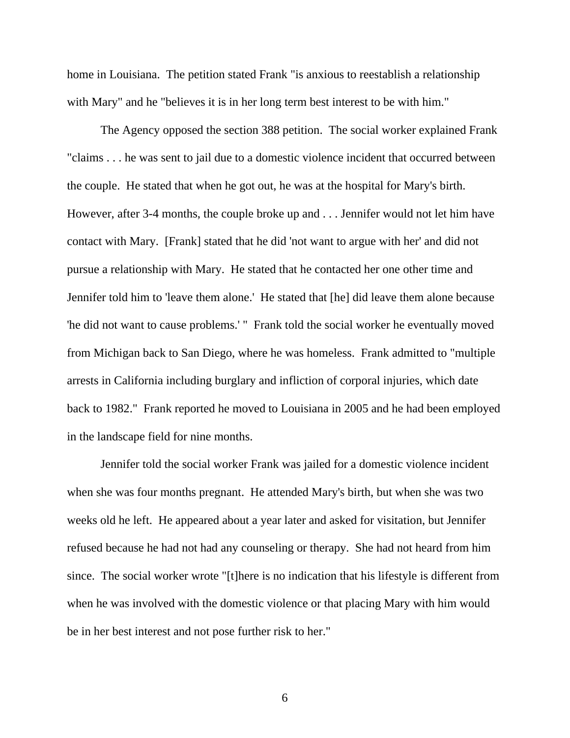home in Louisiana. The petition stated Frank "is anxious to reestablish a relationship with Mary" and he "believes it is in her long term best interest to be with him."

The Agency opposed the section 388 petition. The social worker explained Frank "claims . . . he was sent to jail due to a domestic violence incident that occurred between the couple. He stated that when he got out, he was at the hospital for Mary's birth. However, after 3-4 months, the couple broke up and . . . Jennifer would not let him have contact with Mary. [Frank] stated that he did 'not want to argue with her' and did not pursue a relationship with Mary. He stated that he contacted her one other time and Jennifer told him to 'leave them alone.' He stated that [he] did leave them alone because 'he did not want to cause problems.' " Frank told the social worker he eventually moved from Michigan back to San Diego, where he was homeless. Frank admitted to "multiple arrests in California including burglary and infliction of corporal injuries, which date back to 1982." Frank reported he moved to Louisiana in 2005 and he had been employed in the landscape field for nine months.

Jennifer told the social worker Frank was jailed for a domestic violence incident when she was four months pregnant. He attended Mary's birth, but when she was two weeks old he left. He appeared about a year later and asked for visitation, but Jennifer refused because he had not had any counseling or therapy. She had not heard from him since. The social worker wrote "[t]here is no indication that his lifestyle is different from when he was involved with the domestic violence or that placing Mary with him would be in her best interest and not pose further risk to her."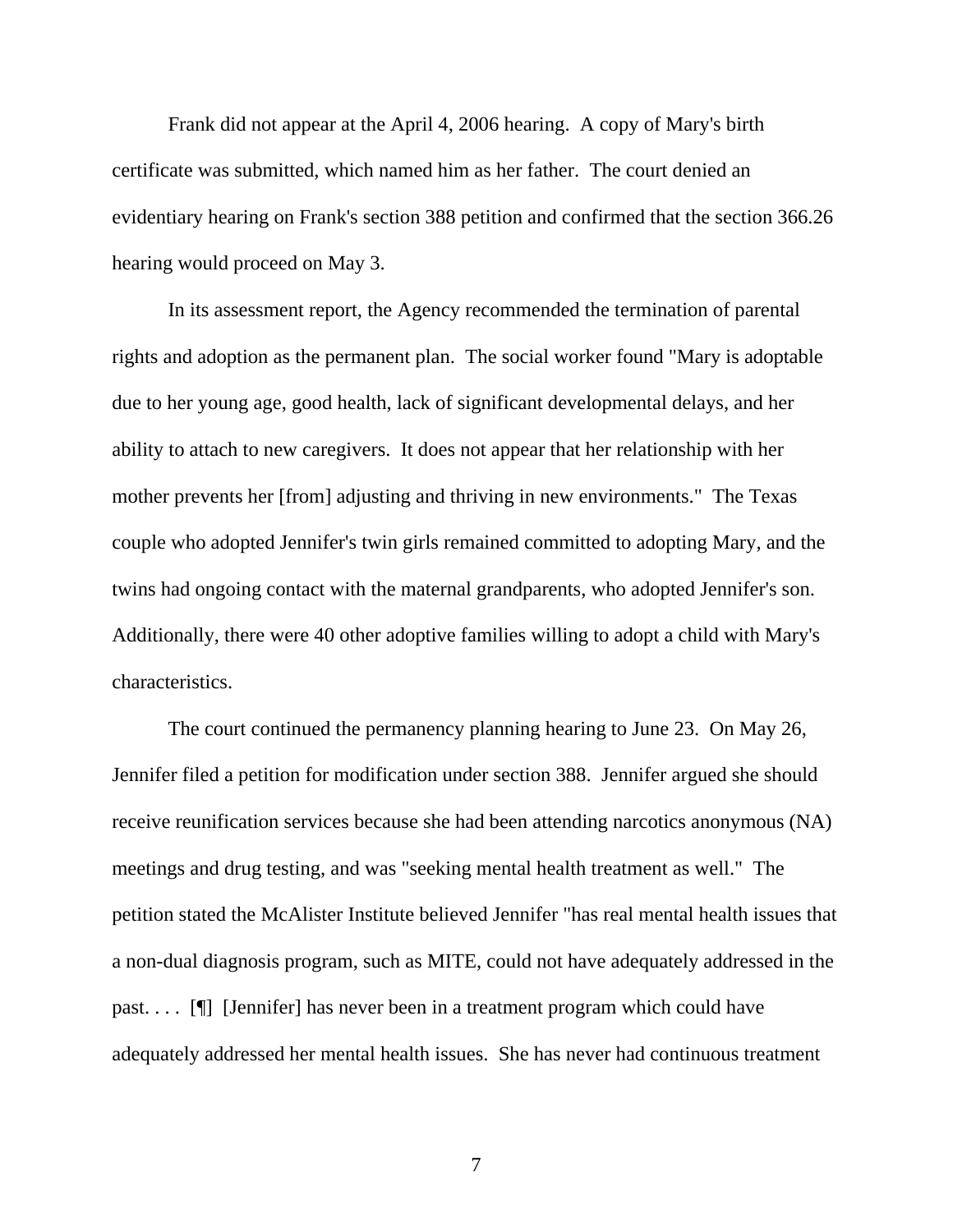Frank did not appear at the April 4, 2006 hearing. A copy of Mary's birth certificate was submitted, which named him as her father. The court denied an evidentiary hearing on Frank's section 388 petition and confirmed that the section 366.26 hearing would proceed on May 3.

In its assessment report, the Agency recommended the termination of parental rights and adoption as the permanent plan. The social worker found "Mary is adoptable due to her young age, good health, lack of significant developmental delays, and her ability to attach to new caregivers. It does not appear that her relationship with her mother prevents her [from] adjusting and thriving in new environments." The Texas couple who adopted Jennifer's twin girls remained committed to adopting Mary, and the twins had ongoing contact with the maternal grandparents, who adopted Jennifer's son. Additionally, there were 40 other adoptive families willing to adopt a child with Mary's characteristics.

The court continued the permanency planning hearing to June 23. On May 26, Jennifer filed a petition for modification under section 388. Jennifer argued she should receive reunification services because she had been attending narcotics anonymous (NA) meetings and drug testing, and was "seeking mental health treatment as well." The petition stated the McAlister Institute believed Jennifer "has real mental health issues that a non-dual diagnosis program, such as MITE, could not have adequately addressed in the past. . . . [¶] [Jennifer] has never been in a treatment program which could have adequately addressed her mental health issues. She has never had continuous treatment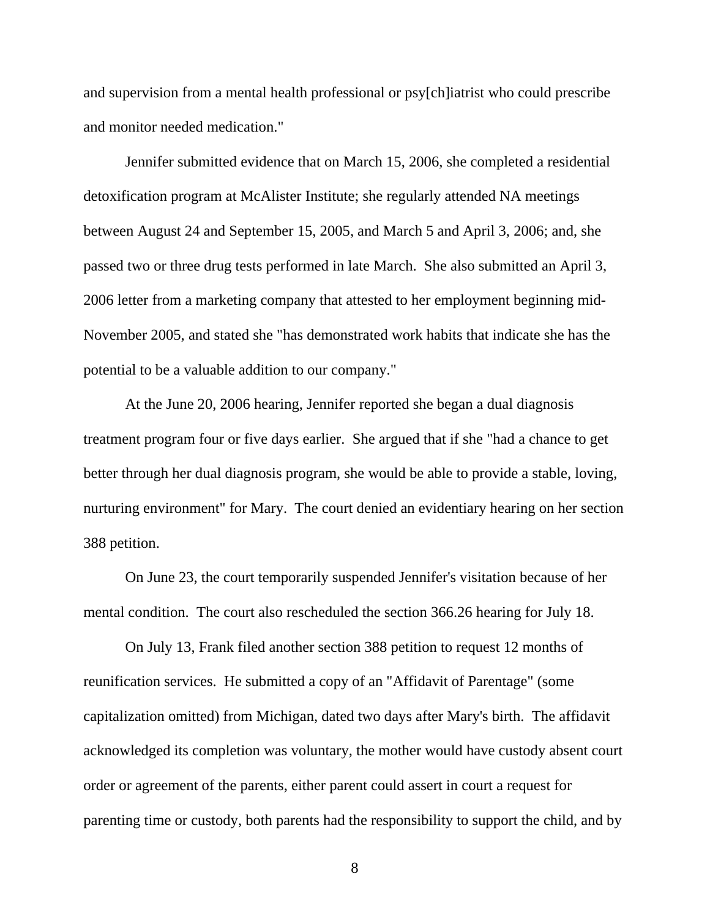and supervision from a mental health professional or psy[ch]iatrist who could prescribe and monitor needed medication."

Jennifer submitted evidence that on March 15, 2006, she completed a residential detoxification program at McAlister Institute; she regularly attended NA meetings between August 24 and September 15, 2005, and March 5 and April 3, 2006; and, she passed two or three drug tests performed in late March. She also submitted an April 3, 2006 letter from a marketing company that attested to her employment beginning mid-November 2005, and stated she "has demonstrated work habits that indicate she has the potential to be a valuable addition to our company."

At the June 20, 2006 hearing, Jennifer reported she began a dual diagnosis treatment program four or five days earlier. She argued that if she "had a chance to get better through her dual diagnosis program, she would be able to provide a stable, loving, nurturing environment" for Mary. The court denied an evidentiary hearing on her section 388 petition.

On June 23, the court temporarily suspended Jennifer's visitation because of her mental condition. The court also rescheduled the section 366.26 hearing for July 18.

On July 13, Frank filed another section 388 petition to request 12 months of reunification services. He submitted a copy of an "Affidavit of Parentage" (some capitalization omitted) from Michigan, dated two days after Mary's birth. The affidavit acknowledged its completion was voluntary, the mother would have custody absent court order or agreement of the parents, either parent could assert in court a request for parenting time or custody, both parents had the responsibility to support the child, and by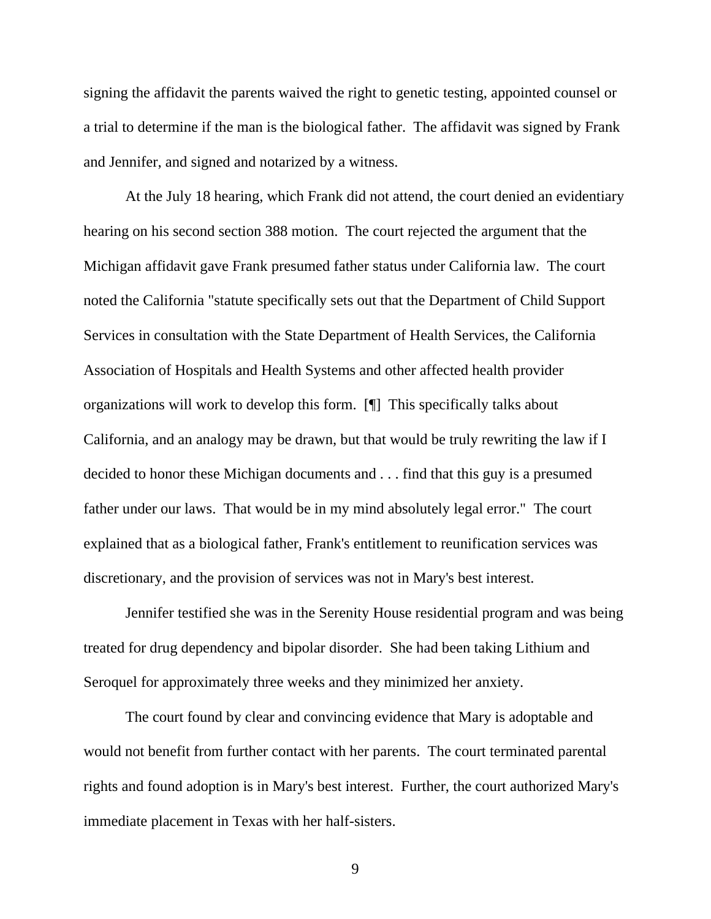signing the affidavit the parents waived the right to genetic testing, appointed counsel or a trial to determine if the man is the biological father. The affidavit was signed by Frank and Jennifer, and signed and notarized by a witness.

At the July 18 hearing, which Frank did not attend, the court denied an evidentiary hearing on his second section 388 motion. The court rejected the argument that the Michigan affidavit gave Frank presumed father status under California law. The court noted the California "statute specifically sets out that the Department of Child Support Services in consultation with the State Department of Health Services, the California Association of Hospitals and Health Systems and other affected health provider organizations will work to develop this form. [¶] This specifically talks about California, and an analogy may be drawn, but that would be truly rewriting the law if I decided to honor these Michigan documents and . . . find that this guy is a presumed father under our laws. That would be in my mind absolutely legal error." The court explained that as a biological father, Frank's entitlement to reunification services was discretionary, and the provision of services was not in Mary's best interest.

Jennifer testified she was in the Serenity House residential program and was being treated for drug dependency and bipolar disorder. She had been taking Lithium and Seroquel for approximately three weeks and they minimized her anxiety.

The court found by clear and convincing evidence that Mary is adoptable and would not benefit from further contact with her parents. The court terminated parental rights and found adoption is in Mary's best interest. Further, the court authorized Mary's immediate placement in Texas with her half-sisters.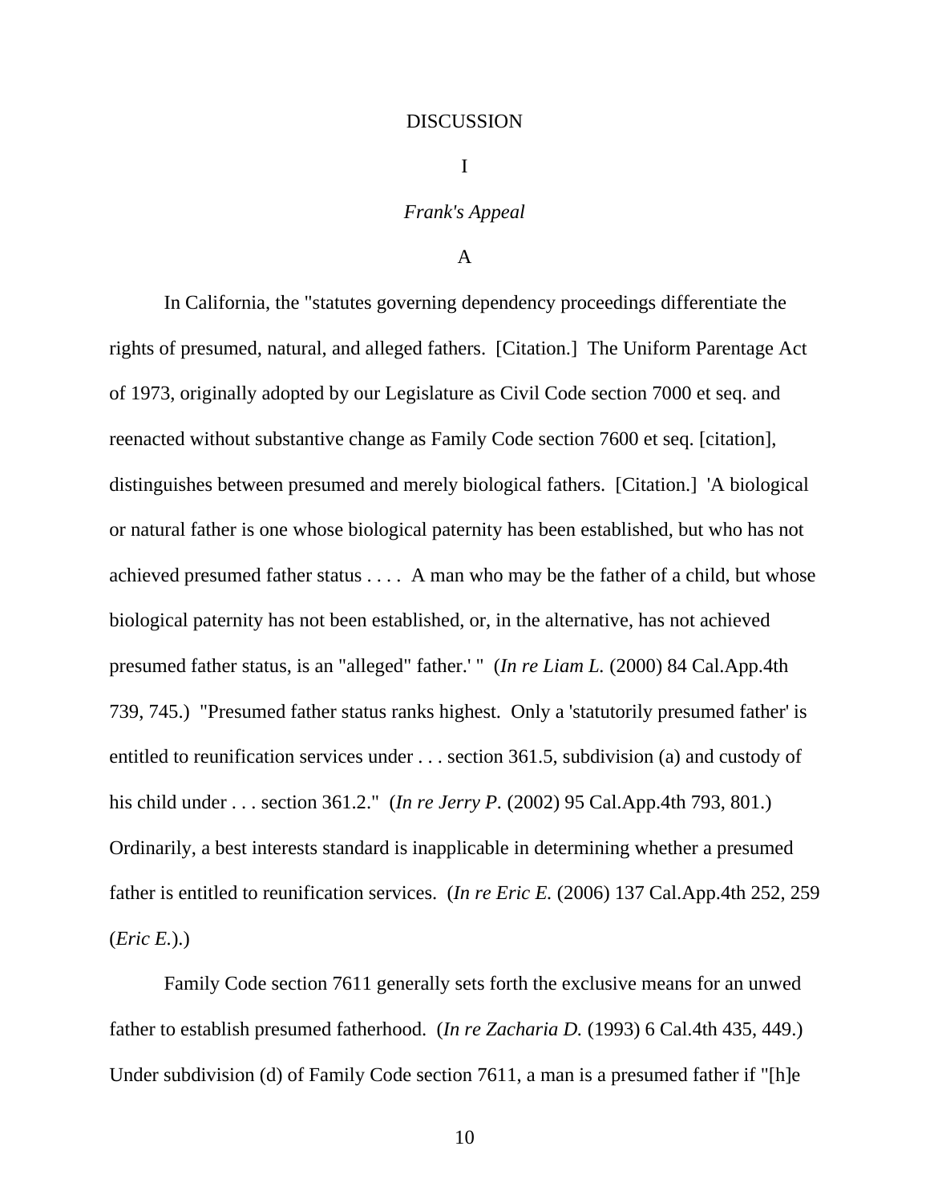# DISCUSSION

## I

### *Frank's Appeal*

#### A

In California, the "statutes governing dependency proceedings differentiate the rights of presumed, natural, and alleged fathers. [Citation.] The Uniform Parentage Act of 1973, originally adopted by our Legislature as Civil Code section 7000 et seq. and reenacted without substantive change as Family Code section 7600 et seq. [citation], distinguishes between presumed and merely biological fathers. [Citation.] 'A biological or natural father is one whose biological paternity has been established, but who has not achieved presumed father status . . . . A man who may be the father of a child, but whose biological paternity has not been established, or, in the alternative, has not achieved presumed father status, is an "alleged" father.' " (*In re Liam L.* (2000) 84 Cal.App.4th 739, 745.) "Presumed father status ranks highest. Only a 'statutorily presumed father' is entitled to reunification services under . . . section 361.5, subdivision (a) and custody of his child under . . . section 361.2." (*In re Jerry P.* (2002) 95 Cal.App.4th 793, 801.) Ordinarily, a best interests standard is inapplicable in determining whether a presumed father is entitled to reunification services. (*In re Eric E.* (2006) 137 Cal.App.4th 252, 259 (*Eric E.*).)

Family Code section 7611 generally sets forth the exclusive means for an unwed father to establish presumed fatherhood. (*In re Zacharia D.* (1993) 6 Cal.4th 435, 449.) Under subdivision (d) of Family Code section 7611, a man is a presumed father if "[h]e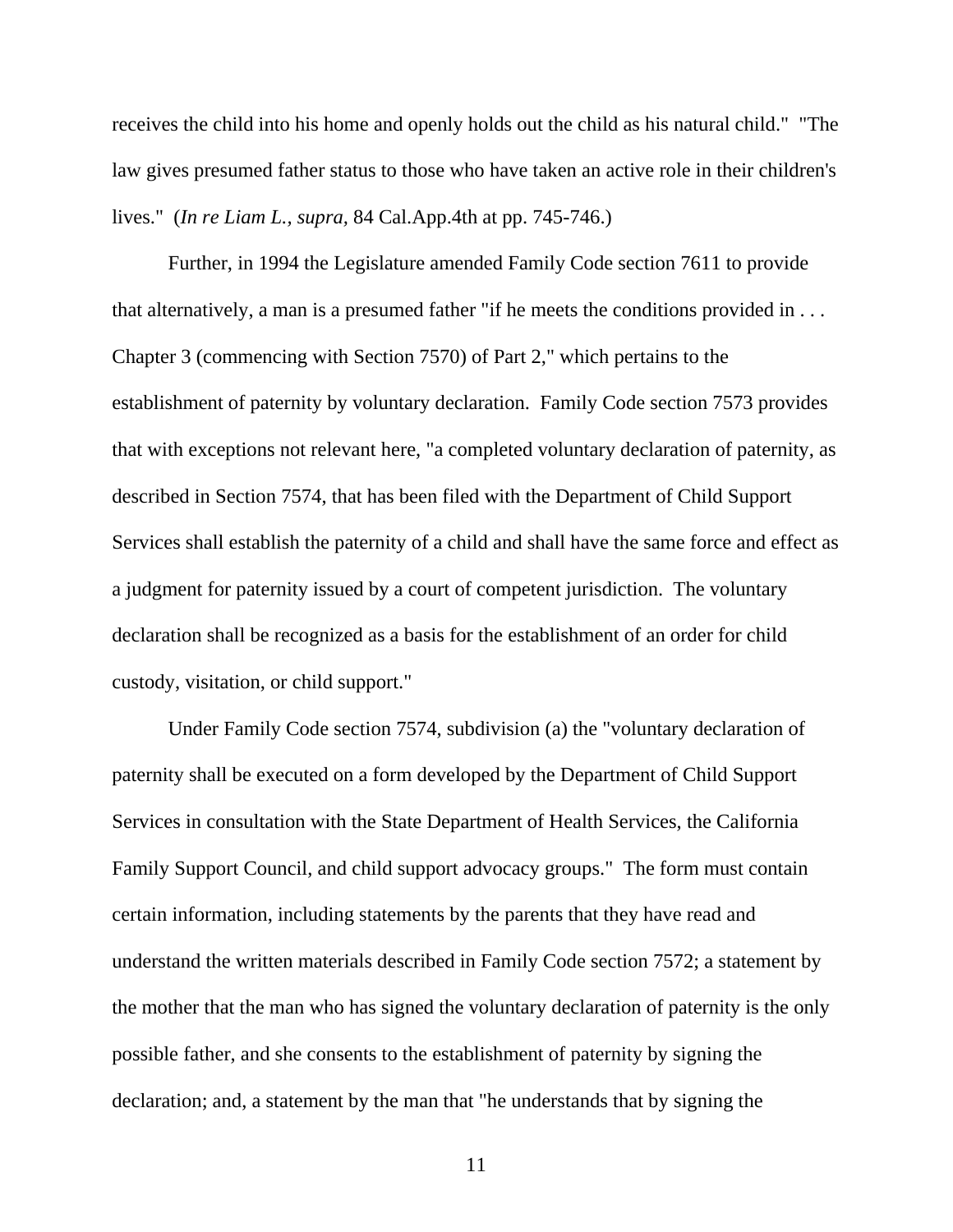receives the child into his home and openly holds out the child as his natural child." "The law gives presumed father status to those who have taken an active role in their children's lives." (*In re Liam L., supra,* 84 Cal.App.4th at pp. 745-746.)

Further, in 1994 the Legislature amended Family Code section 7611 to provide that alternatively, a man is a presumed father "if he meets the conditions provided in . . . Chapter 3 (commencing with Section 7570) of Part 2," which pertains to the establishment of paternity by voluntary declaration. Family Code section 7573 provides that with exceptions not relevant here, "a completed voluntary declaration of paternity, as described in Section 7574, that has been filed with the Department of Child Support Services shall establish the paternity of a child and shall have the same force and effect as a judgment for paternity issued by a court of competent jurisdiction. The voluntary declaration shall be recognized as a basis for the establishment of an order for child custody, visitation, or child support."

Under Family Code section 7574, subdivision (a) the "voluntary declaration of paternity shall be executed on a form developed by the Department of Child Support Services in consultation with the State Department of Health Services, the California Family Support Council, and child support advocacy groups." The form must contain certain information, including statements by the parents that they have read and understand the written materials described in Family Code section 7572; a statement by the mother that the man who has signed the voluntary declaration of paternity is the only possible father, and she consents to the establishment of paternity by signing the declaration; and, a statement by the man that "he understands that by signing the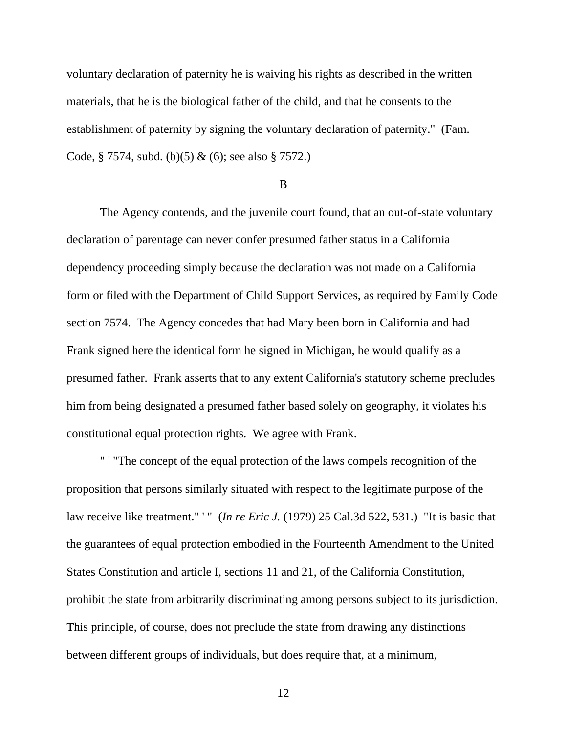voluntary declaration of paternity he is waiving his rights as described in the written materials, that he is the biological father of the child, and that he consents to the establishment of paternity by signing the voluntary declaration of paternity." (Fam. Code, § 7574, subd. (b)(5) & (6); see also § 7572.)

B

The Agency contends, and the juvenile court found, that an out-of-state voluntary declaration of parentage can never confer presumed father status in a California dependency proceeding simply because the declaration was not made on a California form or filed with the Department of Child Support Services, as required by Family Code section 7574. The Agency concedes that had Mary been born in California and had Frank signed here the identical form he signed in Michigan, he would qualify as a presumed father. Frank asserts that to any extent California's statutory scheme precludes him from being designated a presumed father based solely on geography, it violates his constitutional equal protection rights. We agree with Frank.

" ' "The concept of the equal protection of the laws compels recognition of the proposition that persons similarly situated with respect to the legitimate purpose of the law receive like treatment." ' " (*In re Eric J.* (1979) 25 Cal.3d 522, 531.) "It is basic that the guarantees of equal protection embodied in the Fourteenth Amendment to the United States Constitution and article I, sections 11 and 21, of the California Constitution, prohibit the state from arbitrarily discriminating among persons subject to its jurisdiction. This principle, of course, does not preclude the state from drawing any distinctions between different groups of individuals, but does require that, at a minimum,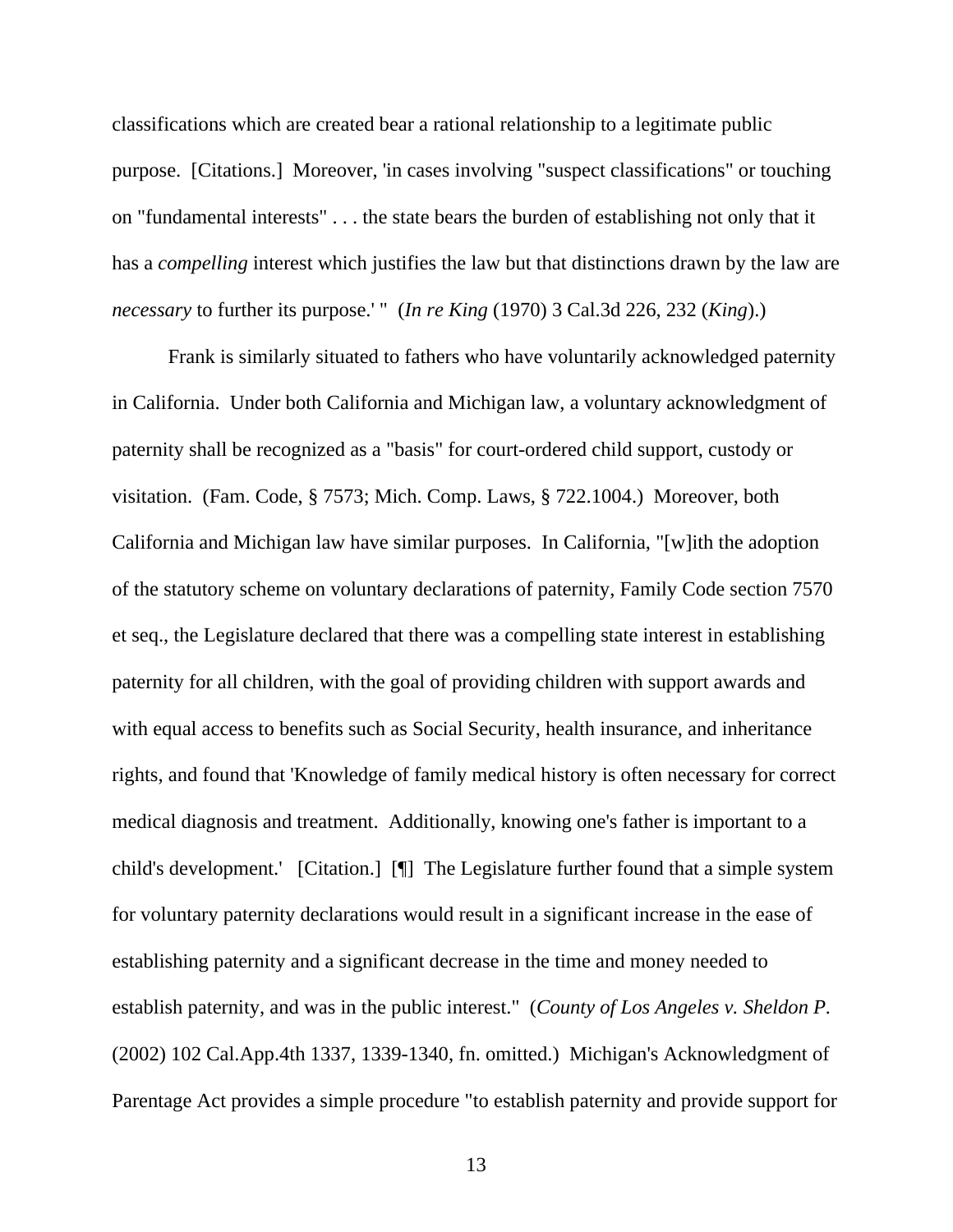classifications which are created bear a rational relationship to a legitimate public purpose. [Citations.] Moreover, 'in cases involving "suspect classifications" or touching on "fundamental interests" . . . the state bears the burden of establishing not only that it has a *compelling* interest which justifies the law but that distinctions drawn by the law are *necessary* to further its purpose.' " (*In re King* (1970) 3 Cal.3d 226, 232 (*King*).)

Frank is similarly situated to fathers who have voluntarily acknowledged paternity in California. Under both California and Michigan law, a voluntary acknowledgment of paternity shall be recognized as a "basis" for court-ordered child support, custody or visitation. (Fam. Code, § 7573; Mich. Comp. Laws, § 722.1004.) Moreover, both California and Michigan law have similar purposes. In California, "[w]ith the adoption of the statutory scheme on voluntary declarations of paternity, Family Code section 7570 et seq., the Legislature declared that there was a compelling state interest in establishing paternity for all children, with the goal of providing children with support awards and with equal access to benefits such as Social Security, health insurance, and inheritance rights, and found that 'Knowledge of family medical history is often necessary for correct medical diagnosis and treatment. Additionally, knowing one's father is important to a child's development.' [Citation.] [¶] The Legislature further found that a simple system for voluntary paternity declarations would result in a significant increase in the ease of establishing paternity and a significant decrease in the time and money needed to establish paternity, and was in the public interest." (*County of Los Angeles v. Sheldon P.* (2002) 102 Cal.App.4th 1337, 1339-1340, fn. omitted.) Michigan's Acknowledgment of Parentage Act provides a simple procedure "to establish paternity and provide support for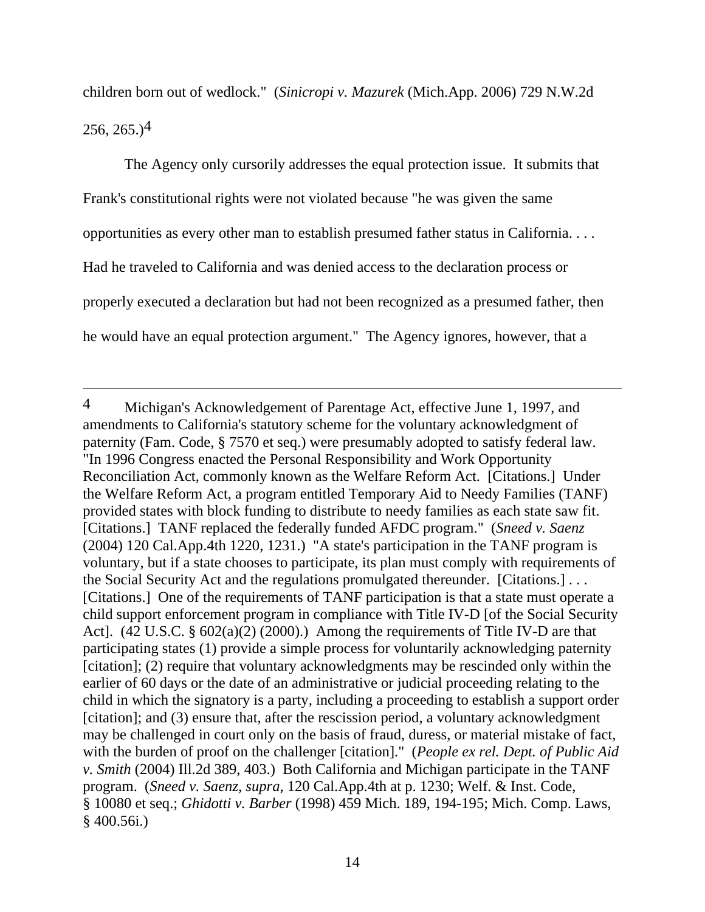children born out of wedlock." (*Sinicropi v. Mazurek* (Mich.App. 2006) 729 N.W.2d 256, 265.)[4]

The Agency only cursorily addresses the equal protection issue. It submits that Frank's constitutional rights were not violated because "he was given the same opportunities as every other man to establish presumed father status in California. . . . Had he traveled to California and was denied access to the declaration process or properly executed a declaration but had not been recognized as a presumed father, then he would have an equal protection argument." The Agency ignores, however, that a

---

[4] Michigan's Acknowledgement of Parentage Act, effective June 1, 1997, and amendments to California's statutory scheme for the voluntary acknowledgment of paternity (Fam. Code, § 7570 et seq.) were presumably adopted to satisfy federal law. "In 1996 Congress enacted the Personal Responsibility and Work Opportunity Reconciliation Act, commonly known as the Welfare Reform Act. [Citations.] Under the Welfare Reform Act, a program entitled Temporary Aid to Needy Families (TANF) provided states with block funding to distribute to needy families as each state saw fit. [Citations.] TANF replaced the federally funded AFDC program." (*Sneed v. Saenz* (2004) 120 Cal.App.4th 1220, 1231.) "A state's participation in the TANF program is voluntary, but if a state chooses to participate, its plan must comply with requirements of the Social Security Act and the regulations promulgated thereunder. [Citations.] . . . [Citations.] One of the requirements of TANF participation is that a state must operate a child support enforcement program in compliance with Title IV-D [of the Social Security Act]. (42 U.S.C. § 602(a)(2) (2000).) Among the requirements of Title IV-D are that participating states (1) provide a simple process for voluntarily acknowledging paternity [citation]; (2) require that voluntary acknowledgments may be rescinded only within the earlier of 60 days or the date of an administrative or judicial proceeding relating to the child in which the signatory is a party, including a proceeding to establish a support order [citation]; and (3) ensure that, after the rescission period, a voluntary acknowledgment may be challenged in court only on the basis of fraud, duress, or material mistake of fact, with the burden of proof on the challenger [citation]." (*People ex rel. Dept. of Public Aid v. Smith* (2004) Ill.2d 389, 403.) Both California and Michigan participate in the TANF program. (*Sneed v. Saenz, supra,* 120 Cal.App.4th at p. 1230; Welf. & Inst. Code, § 10080 et seq.; *Ghidotti v. Barber* (1998) 459 Mich. 189, 194-195; Mich. Comp. Laws, § 400.56i.)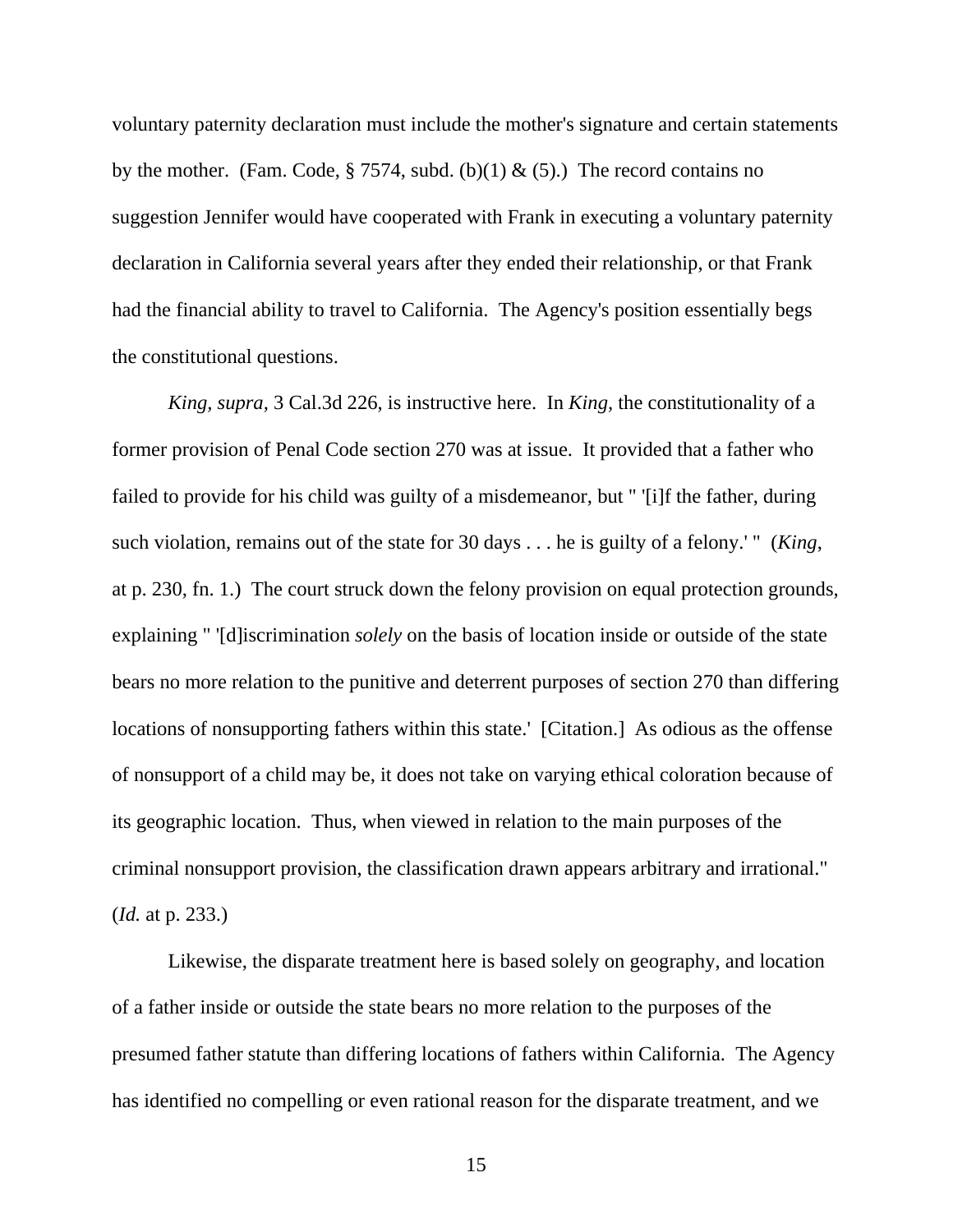voluntary paternity declaration must include the mother's signature and certain statements by the mother. (Fam. Code, § 7574, subd. (b)(1) & (5).) The record contains no suggestion Jennifer would have cooperated with Frank in executing a voluntary paternity declaration in California several years after they ended their relationship, or that Frank had the financial ability to travel to California. The Agency's position essentially begs the constitutional questions.

*King, supra,* 3 Cal.3d 226, is instructive here. In *King,* the constitutionality of a former provision of Penal Code section 270 was at issue. It provided that a father who failed to provide for his child was guilty of a misdemeanor, but " '[i]f the father, during such violation, remains out of the state for 30 days . . . he is guilty of a felony.' " (*King*, at p. 230, fn. 1.) The court struck down the felony provision on equal protection grounds, explaining " '[d]iscrimination *solely* on the basis of location inside or outside of the state bears no more relation to the punitive and deterrent purposes of section 270 than differing locations of nonsupporting fathers within this state.' [Citation.] As odious as the offense of nonsupport of a child may be, it does not take on varying ethical coloration because of its geographic location. Thus, when viewed in relation to the main purposes of the criminal nonsupport provision, the classification drawn appears arbitrary and irrational." (*Id.* at p. 233.)

Likewise, the disparate treatment here is based solely on geography, and location of a father inside or outside the state bears no more relation to the purposes of the presumed father statute than differing locations of fathers within California. The Agency has identified no compelling or even rational reason for the disparate treatment, and we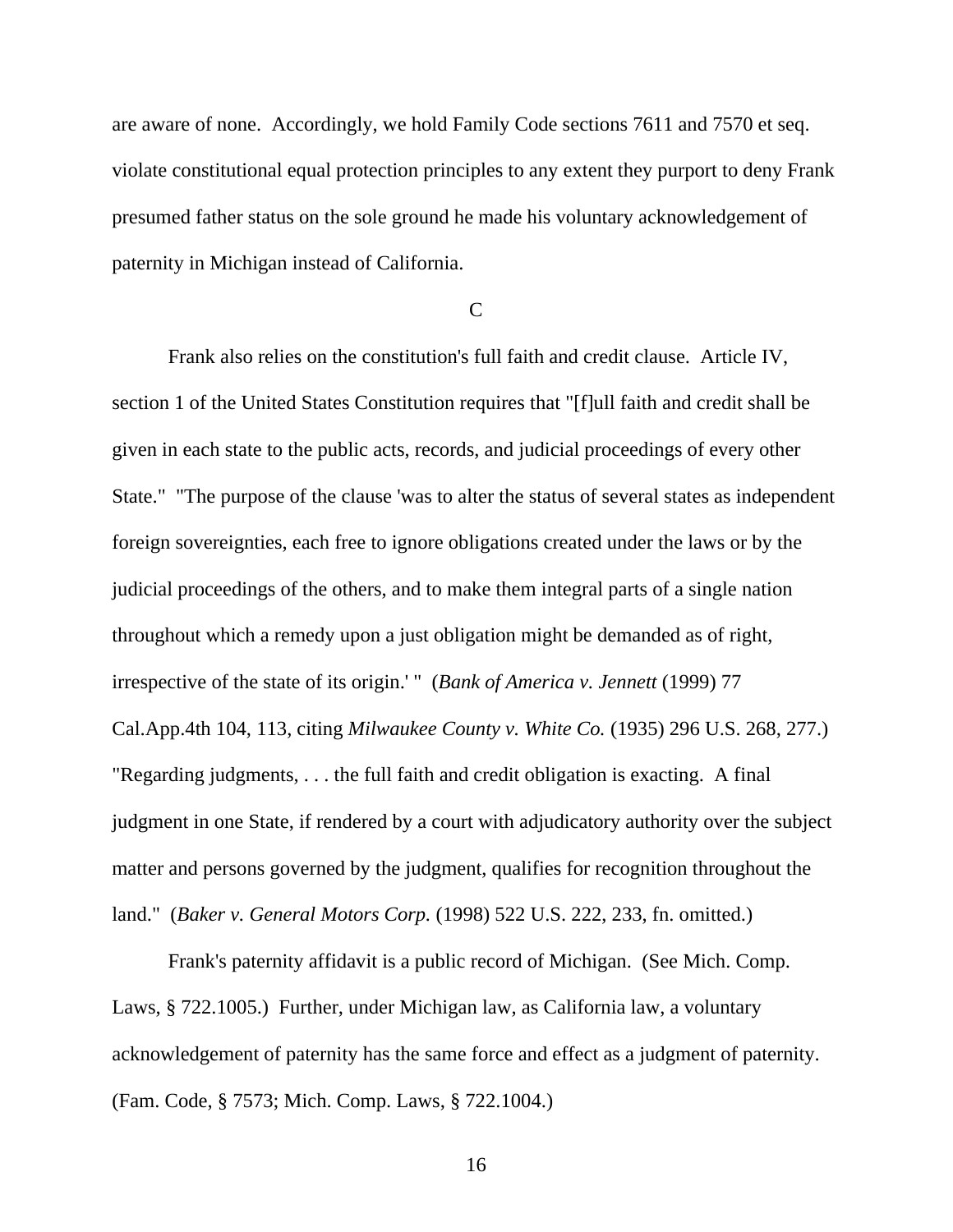are aware of none. Accordingly, we hold Family Code sections 7611 and 7570 et seq. violate constitutional equal protection principles to any extent they purport to deny Frank presumed father status on the sole ground he made his voluntary acknowledgement of paternity in Michigan instead of California.

C

Frank also relies on the constitution's full faith and credit clause. Article IV, section 1 of the United States Constitution requires that "[f]ull faith and credit shall be given in each state to the public acts, records, and judicial proceedings of every other State." "The purpose of the clause 'was to alter the status of several states as independent foreign sovereignties, each free to ignore obligations created under the laws or by the judicial proceedings of the others, and to make them integral parts of a single nation throughout which a remedy upon a just obligation might be demanded as of right, irrespective of the state of its origin.' " (*Bank of America v. Jennett* (1999) 77 Cal.App.4th 104, 113, citing *Milwaukee County v. White Co.* (1935) 296 U.S. 268, 277.) "Regarding judgments, . . . the full faith and credit obligation is exacting. A final judgment in one State, if rendered by a court with adjudicatory authority over the subject matter and persons governed by the judgment, qualifies for recognition throughout the land." (*Baker v. General Motors Corp.* (1998) 522 U.S. 222, 233, fn. omitted.)

Frank's paternity affidavit is a public record of Michigan. (See Mich. Comp. Laws, § 722.1005.) Further, under Michigan law, as California law, a voluntary acknowledgement of paternity has the same force and effect as a judgment of paternity. (Fam. Code, § 7573; Mich. Comp. Laws, § 722.1004.)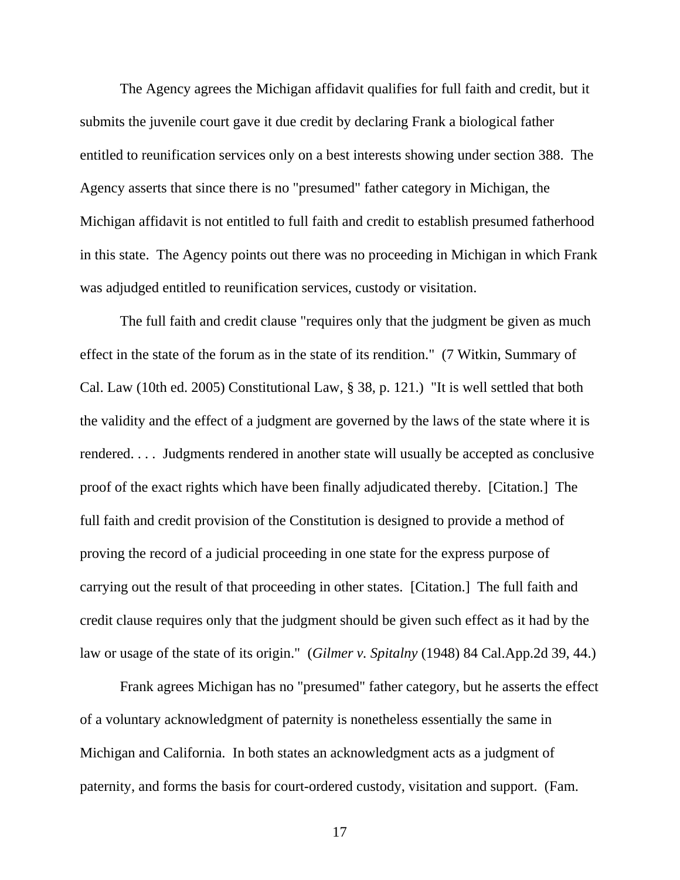The Agency agrees the Michigan affidavit qualifies for full faith and credit, but it submits the juvenile court gave it due credit by declaring Frank a biological father entitled to reunification services only on a best interests showing under section 388. The Agency asserts that since there is no "presumed" father category in Michigan, the Michigan affidavit is not entitled to full faith and credit to establish presumed fatherhood in this state. The Agency points out there was no proceeding in Michigan in which Frank was adjudged entitled to reunification services, custody or visitation.

The full faith and credit clause "requires only that the judgment be given as much effect in the state of the forum as in the state of its rendition." (7 Witkin, Summary of Cal. Law (10th ed. 2005) Constitutional Law, § 38, p. 121.) "It is well settled that both the validity and the effect of a judgment are governed by the laws of the state where it is rendered. . . . Judgments rendered in another state will usually be accepted as conclusive proof of the exact rights which have been finally adjudicated thereby. [Citation.] The full faith and credit provision of the Constitution is designed to provide a method of proving the record of a judicial proceeding in one state for the express purpose of carrying out the result of that proceeding in other states. [Citation.] The full faith and credit clause requires only that the judgment should be given such effect as it had by the law or usage of the state of its origin." (*Gilmer v. Spitalny* (1948) 84 Cal.App.2d 39, 44.)

Frank agrees Michigan has no "presumed" father category, but he asserts the effect of a voluntary acknowledgment of paternity is nonetheless essentially the same in Michigan and California. In both states an acknowledgment acts as a judgment of paternity, and forms the basis for court-ordered custody, visitation and support. (Fam.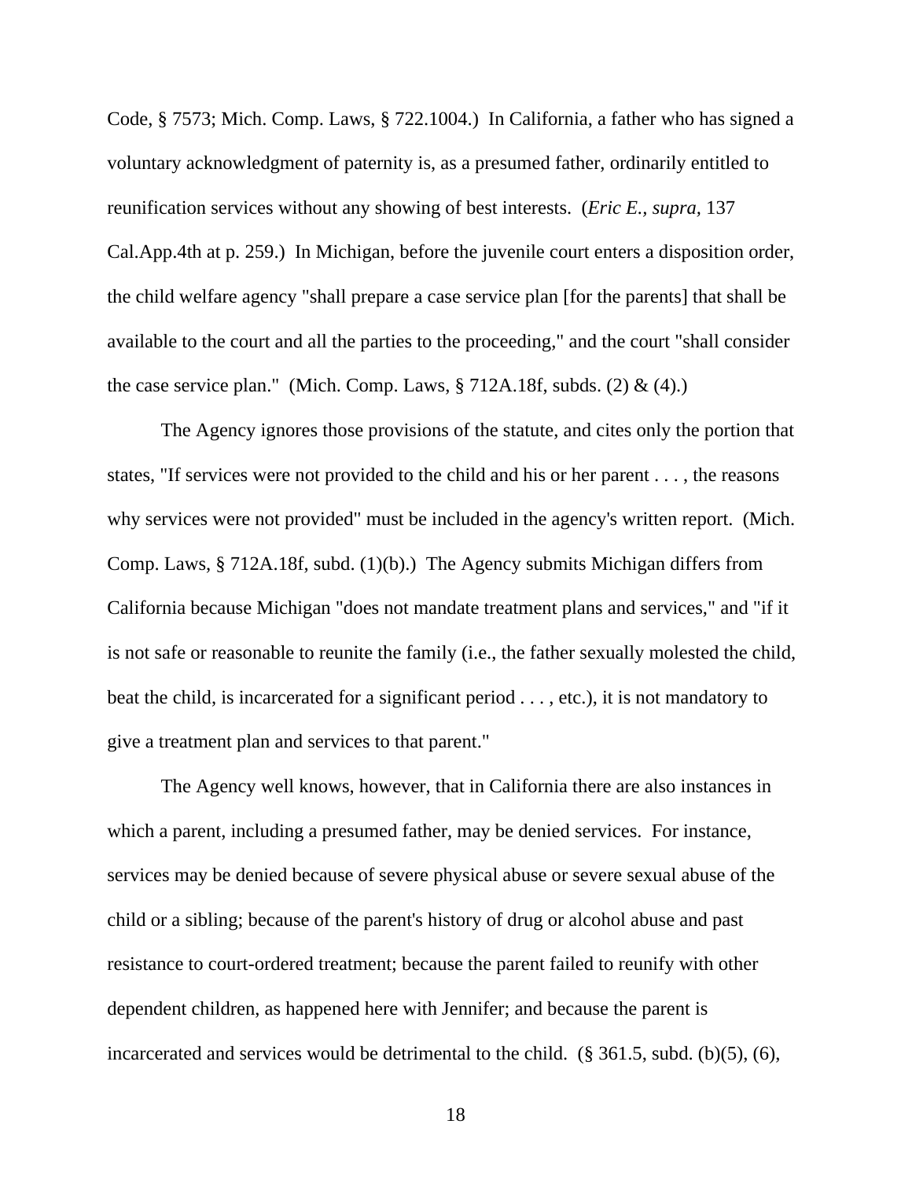Code, § 7573; Mich. Comp. Laws, § 722.1004.) In California, a father who has signed a voluntary acknowledgment of paternity is, as a presumed father, ordinarily entitled to reunification services without any showing of best interests. (*Eric E., supra,* 137 Cal.App.4th at p. 259.) In Michigan, before the juvenile court enters a disposition order, the child welfare agency "shall prepare a case service plan [for the parents] that shall be available to the court and all the parties to the proceeding," and the court "shall consider the case service plan." (Mich. Comp. Laws, § 712A.18f, subds. (2) & (4).)

The Agency ignores those provisions of the statute, and cites only the portion that states, "If services were not provided to the child and his or her parent . . . , the reasons why services were not provided" must be included in the agency's written report. (Mich. Comp. Laws, § 712A.18f, subd. (1)(b).) The Agency submits Michigan differs from California because Michigan "does not mandate treatment plans and services," and "if it is not safe or reasonable to reunite the family (i.e., the father sexually molested the child, beat the child, is incarcerated for a significant period . . . , etc.), it is not mandatory to give a treatment plan and services to that parent."

The Agency well knows, however, that in California there are also instances in which a parent, including a presumed father, may be denied services. For instance, services may be denied because of severe physical abuse or severe sexual abuse of the child or a sibling; because of the parent's history of drug or alcohol abuse and past resistance to court-ordered treatment; because the parent failed to reunify with other dependent children, as happened here with Jennifer; and because the parent is incarcerated and services would be detrimental to the child. (§ 361.5, subd. (b)(5), (6),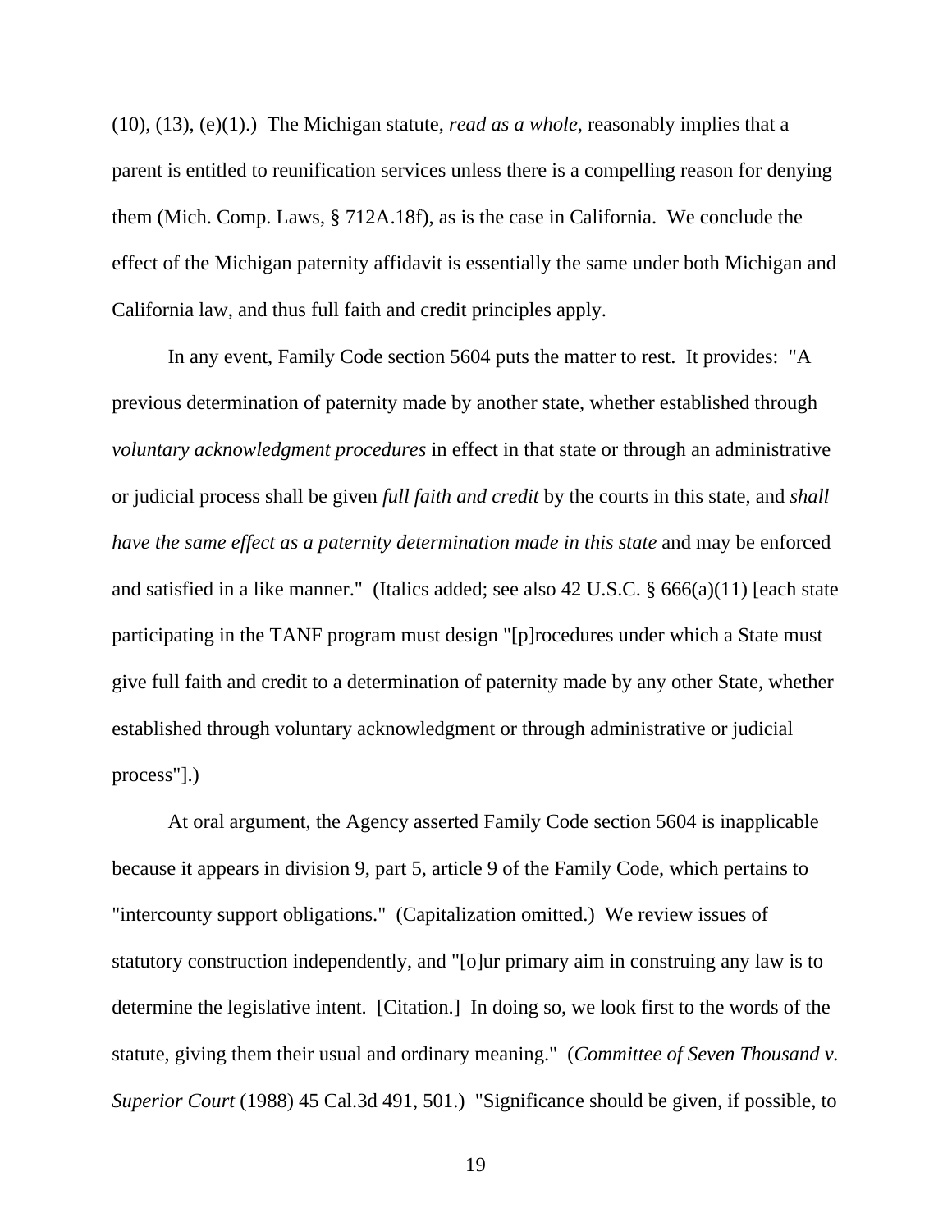(10), (13), (e)(1).) The Michigan statute, *read as a whole*, reasonably implies that a parent is entitled to reunification services unless there is a compelling reason for denying them (Mich. Comp. Laws, § 712A.18f), as is the case in California. We conclude the effect of the Michigan paternity affidavit is essentially the same under both Michigan and California law, and thus full faith and credit principles apply.

In any event, Family Code section 5604 puts the matter to rest. It provides: "A previous determination of paternity made by another state, whether established through *voluntary acknowledgment procedures* in effect in that state or through an administrative or judicial process shall be given *full faith and credit* by the courts in this state, and *shall have the same effect as a paternity determination made in this state* and may be enforced and satisfied in a like manner." (Italics added; see also 42 U.S.C. § 666(a)(11) [each state participating in the TANF program must design "[p]rocedures under which a State must give full faith and credit to a determination of paternity made by any other State, whether established through voluntary acknowledgment or through administrative or judicial process"].)

At oral argument, the Agency asserted Family Code section 5604 is inapplicable because it appears in division 9, part 5, article 9 of the Family Code, which pertains to "intercounty support obligations." (Capitalization omitted.) We review issues of statutory construction independently, and "[o]ur primary aim in construing any law is to determine the legislative intent. [Citation.] In doing so, we look first to the words of the statute, giving them their usual and ordinary meaning." (*Committee of Seven Thousand v. Superior Court* (1988) 45 Cal.3d 491, 501.) "Significance should be given, if possible, to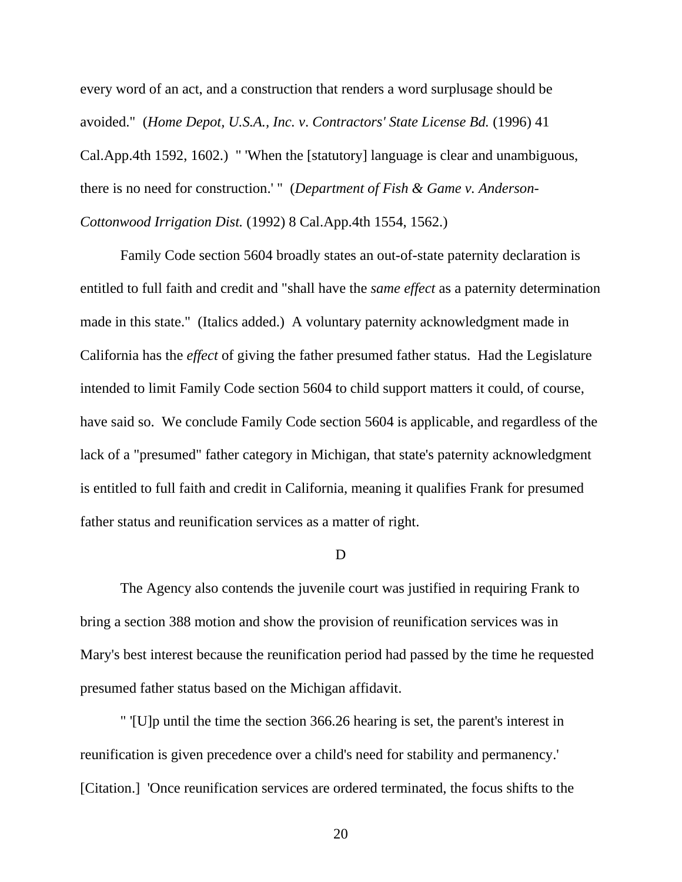every word of an act, and a construction that renders a word surplusage should be avoided." (*Home Depot, U.S.A., Inc. v. Contractors' State License Bd.* (1996) 41 Cal.App.4th 1592, 1602.) " 'When the [statutory] language is clear and unambiguous, there is no need for construction.' " (*Department of Fish & Game v. Anderson-Cottonwood Irrigation Dist.* (1992) 8 Cal.App.4th 1554, 1562.)

Family Code section 5604 broadly states an out-of-state paternity declaration is entitled to full faith and credit and "shall have the *same effect* as a paternity determination made in this state." (Italics added.) A voluntary paternity acknowledgment made in California has the *effect* of giving the father presumed father status. Had the Legislature intended to limit Family Code section 5604 to child support matters it could, of course, have said so. We conclude Family Code section 5604 is applicable, and regardless of the lack of a "presumed" father category in Michigan, that state's paternity acknowledgment is entitled to full faith and credit in California, meaning it qualifies Frank for presumed father status and reunification services as a matter of right.

D

The Agency also contends the juvenile court was justified in requiring Frank to bring a section 388 motion and show the provision of reunification services was in Mary's best interest because the reunification period had passed by the time he requested presumed father status based on the Michigan affidavit.

" '[U]p until the time the section 366.26 hearing is set, the parent's interest in reunification is given precedence over a child's need for stability and permanency.' [Citation.] 'Once reunification services are ordered terminated, the focus shifts to the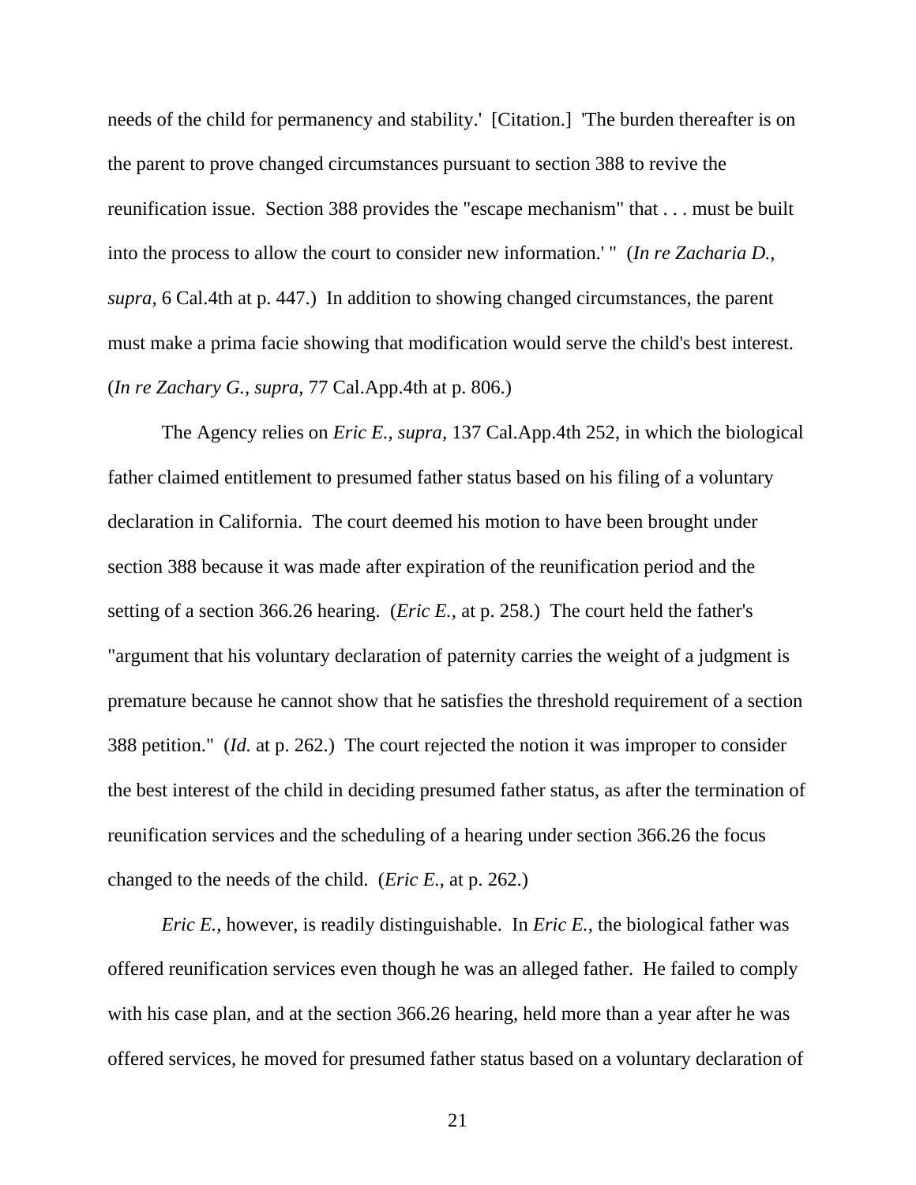needs of the child for permanency and stability.' [Citation.] 'The burden thereafter is on the parent to prove changed circumstances pursuant to section 388 to revive the reunification issue. Section 388 provides the "escape mechanism" that . . . must be built into the process to allow the court to consider new information.' " (*In re Zacharia D., supra,* 6 Cal.4th at p. 447.) In addition to showing changed circumstances, the parent must make a prima facie showing that modification would serve the child's best interest. (*In re Zachary G., supra,* 77 Cal.App.4th at p. 806.)

The Agency relies on *Eric E., supra,* 137 Cal.App.4th 252, in which the biological father claimed entitlement to presumed father status based on his filing of a voluntary declaration in California. The court deemed his motion to have been brought under section 388 because it was made after expiration of the reunification period and the setting of a section 366.26 hearing. (*Eric E.,* at p. 258.) The court held the father's "argument that his voluntary declaration of paternity carries the weight of a judgment is premature because he cannot show that he satisfies the threshold requirement of a section 388 petition." (*Id.* at p. 262.) The court rejected the notion it was improper to consider the best interest of the child in deciding presumed father status, as after the termination of reunification services and the scheduling of a hearing under section 366.26 the focus changed to the needs of the child. (*Eric E.,* at p. 262.)

*Eric E.*, however, is readily distinguishable. In *Eric E.,* the biological father was offered reunification services even though he was an alleged father. He failed to comply with his case plan, and at the section 366.26 hearing, held more than a year after he was offered services, he moved for presumed father status based on a voluntary declaration of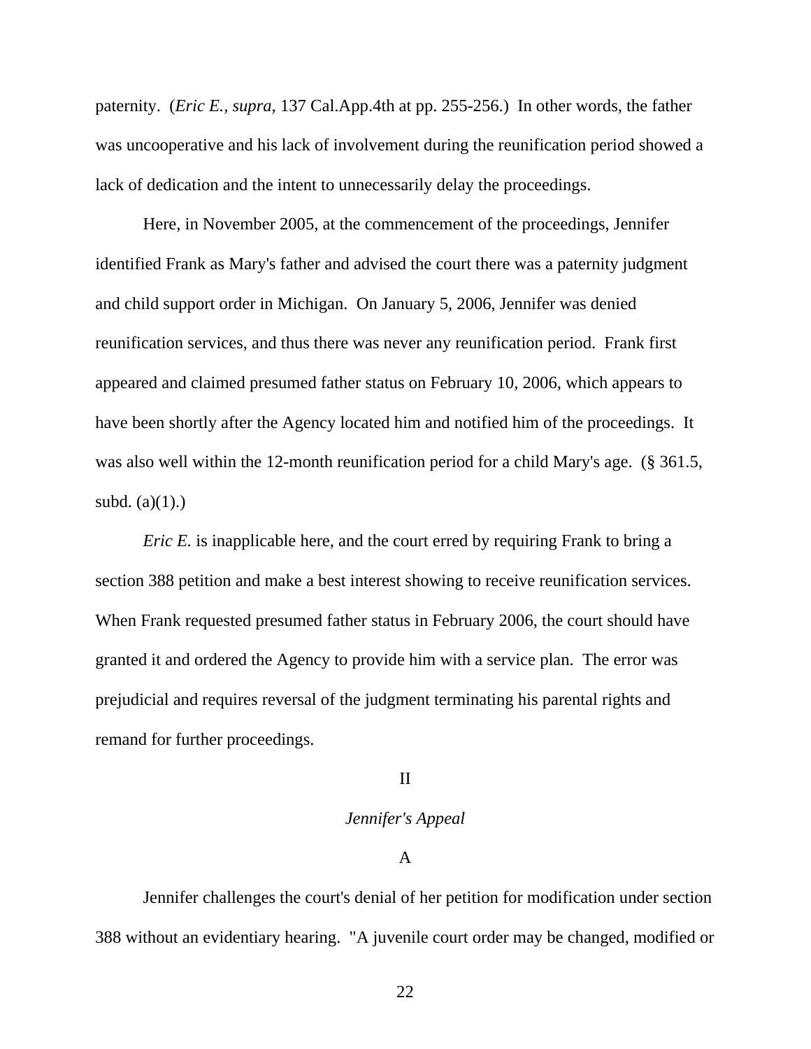paternity. (*Eric E., supra,* 137 Cal.App.4th at pp. 255-256.) In other words, the father was uncooperative and his lack of involvement during the reunification period showed a lack of dedication and the intent to unnecessarily delay the proceedings.

Here, in November 2005, at the commencement of the proceedings, Jennifer identified Frank as Mary's father and advised the court there was a paternity judgment and child support order in Michigan. On January 5, 2006, Jennifer was denied reunification services, and thus there was never any reunification period. Frank first appeared and claimed presumed father status on February 10, 2006, which appears to have been shortly after the Agency located him and notified him of the proceedings. It was also well within the 12-month reunification period for a child Mary's age. (§ 361.5, subd. (a)(1).)

*Eric E.* is inapplicable here, and the court erred by requiring Frank to bring a section 388 petition and make a best interest showing to receive reunification services. When Frank requested presumed father status in February 2006, the court should have granted it and ordered the Agency to provide him with a service plan. The error was prejudicial and requires reversal of the judgment terminating his parental rights and remand for further proceedings.

## II

## *Jennifer's Appeal*

### A

Jennifer challenges the court's denial of her petition for modification under section 388 without an evidentiary hearing. "A juvenile court order may be changed, modified or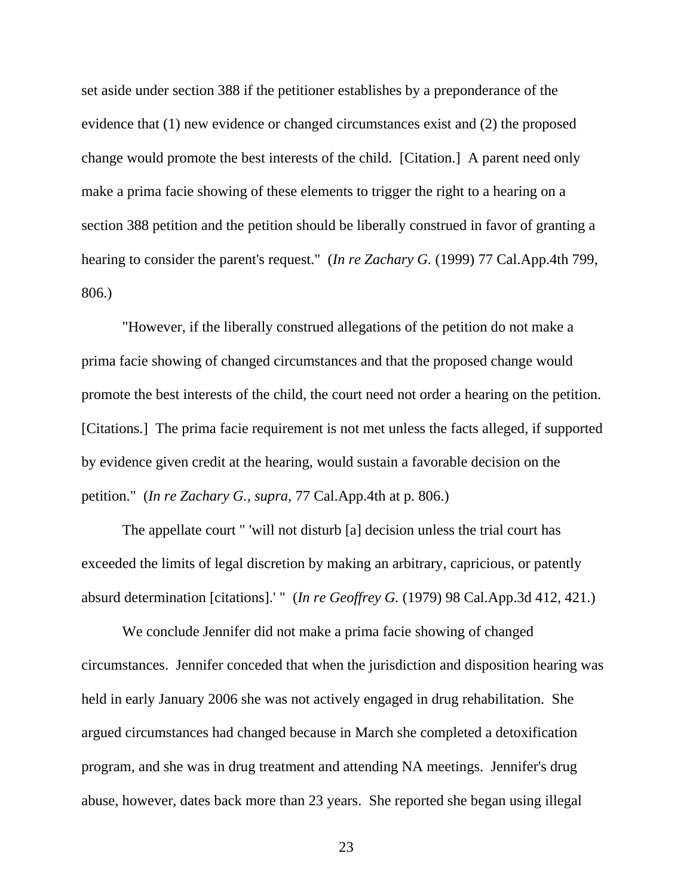set aside under section 388 if the petitioner establishes by a preponderance of the evidence that (1) new evidence or changed circumstances exist and (2) the proposed change would promote the best interests of the child. [Citation.] A parent need only make a prima facie showing of these elements to trigger the right to a hearing on a section 388 petition and the petition should be liberally construed in favor of granting a hearing to consider the parent's request." (*In re Zachary G.* (1999) 77 Cal.App.4th 799, 806.)

"However, if the liberally construed allegations of the petition do not make a prima facie showing of changed circumstances and that the proposed change would promote the best interests of the child, the court need not order a hearing on the petition. [Citations.] The prima facie requirement is not met unless the facts alleged, if supported by evidence given credit at the hearing, would sustain a favorable decision on the petition." (*In re Zachary G., supra,* 77 Cal.App.4th at p. 806.)

The appellate court " 'will not disturb [a] decision unless the trial court has exceeded the limits of legal discretion by making an arbitrary, capricious, or patently absurd determination [citations].' " (*In re Geoffrey G.* (1979) 98 Cal.App.3d 412, 421.)

We conclude Jennifer did not make a prima facie showing of changed circumstances. Jennifer conceded that when the jurisdiction and disposition hearing was held in early January 2006 she was not actively engaged in drug rehabilitation. She argued circumstances had changed because in March she completed a detoxification program, and she was in drug treatment and attending NA meetings. Jennifer's drug abuse, however, dates back more than 23 years. She reported she began using illegal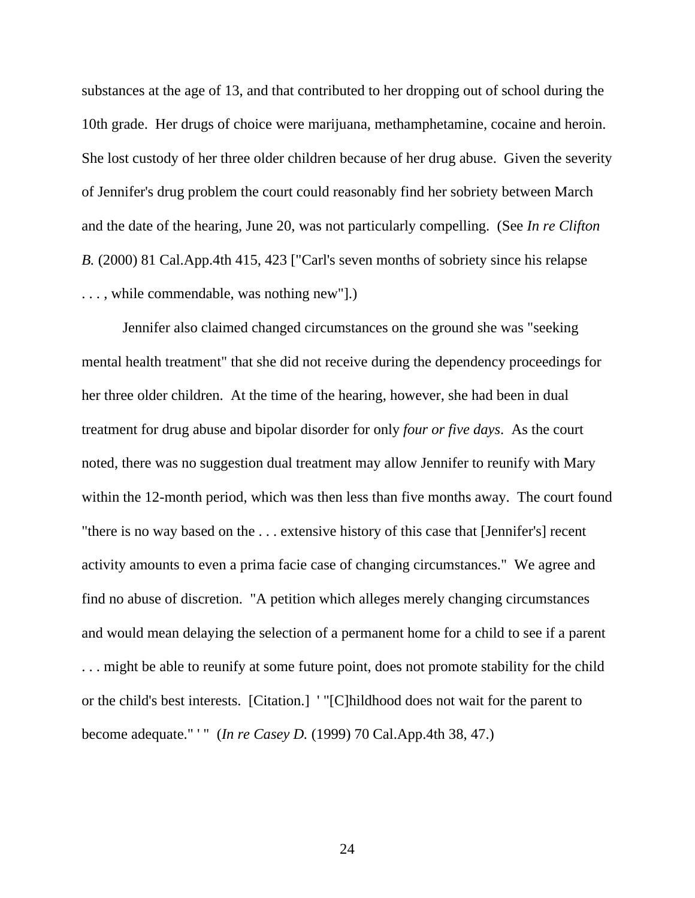substances at the age of 13, and that contributed to her dropping out of school during the 10th grade. Her drugs of choice were marijuana, methamphetamine, cocaine and heroin. She lost custody of her three older children because of her drug abuse. Given the severity of Jennifer's drug problem the court could reasonably find her sobriety between March and the date of the hearing, June 20, was not particularly compelling. (See *In re Clifton B.* (2000) 81 Cal.App.4th 415, 423 ["Carl's seven months of sobriety since his relapse . . . , while commendable, was nothing new"].)

Jennifer also claimed changed circumstances on the ground she was "seeking mental health treatment" that she did not receive during the dependency proceedings for her three older children. At the time of the hearing, however, she had been in dual treatment for drug abuse and bipolar disorder for only *four or five days*. As the court noted, there was no suggestion dual treatment may allow Jennifer to reunify with Mary within the 12-month period, which was then less than five months away. The court found "there is no way based on the . . . extensive history of this case that [Jennifer's] recent activity amounts to even a prima facie case of changing circumstances." We agree and find no abuse of discretion. "A petition which alleges merely changing circumstances and would mean delaying the selection of a permanent home for a child to see if a parent . . . might be able to reunify at some future point, does not promote stability for the child or the child's best interests. [Citation.] ' "[C]hildhood does not wait for the parent to become adequate." ' " (*In re Casey D.* (1999) 70 Cal.App.4th 38, 47.)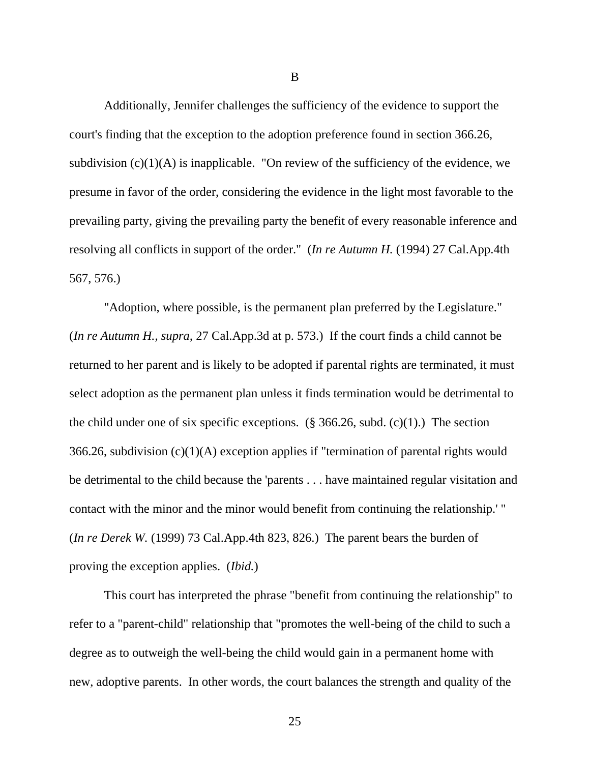B

Additionally, Jennifer challenges the sufficiency of the evidence to support the court's finding that the exception to the adoption preference found in section 366.26, subdivision (c)(1)(A) is inapplicable. "On review of the sufficiency of the evidence, we presume in favor of the order, considering the evidence in the light most favorable to the prevailing party, giving the prevailing party the benefit of every reasonable inference and resolving all conflicts in support of the order." (*In re Autumn H.* (1994) 27 Cal.App.4th 567, 576.)

"Adoption, where possible, is the permanent plan preferred by the Legislature." (*In re Autumn H., supra,* 27 Cal.App.3d at p. 573.) If the court finds a child cannot be returned to her parent and is likely to be adopted if parental rights are terminated, it must select adoption as the permanent plan unless it finds termination would be detrimental to the child under one of six specific exceptions. (§ 366.26, subd. (c)(1).) The section 366.26, subdivision (c)(1)(A) exception applies if "termination of parental rights would be detrimental to the child because the 'parents . . . have maintained regular visitation and contact with the minor and the minor would benefit from continuing the relationship.' " (*In re Derek W.* (1999) 73 Cal.App.4th 823, 826.) The parent bears the burden of proving the exception applies. (*Ibid.*)

This court has interpreted the phrase "benefit from continuing the relationship" to refer to a "parent-child" relationship that "promotes the well-being of the child to such a degree as to outweigh the well-being the child would gain in a permanent home with new, adoptive parents. In other words, the court balances the strength and quality of the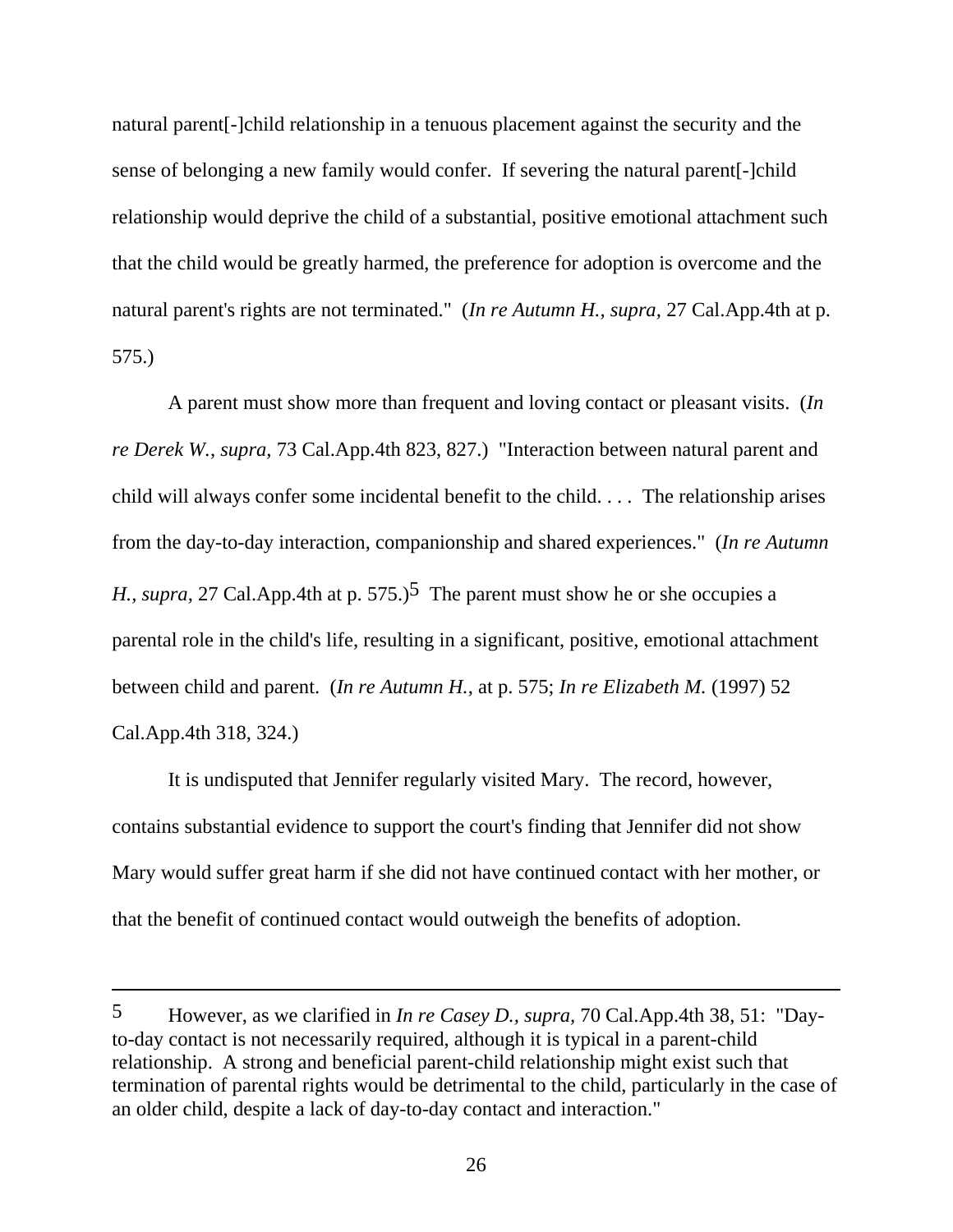natural parent[-]child relationship in a tenuous placement against the security and the sense of belonging a new family would confer. If severing the natural parent[-]child relationship would deprive the child of a substantial, positive emotional attachment such that the child would be greatly harmed, the preference for adoption is overcome and the natural parent's rights are not terminated." (*In re Autumn H., supra,* 27 Cal.App.4th at p. 575.)

A parent must show more than frequent and loving contact or pleasant visits. (*In re Derek W., supra,* 73 Cal.App.4th 823, 827.) "Interaction between natural parent and child will always confer some incidental benefit to the child. . . . The relationship arises from the day-to-day interaction, companionship and shared experiences." (*In re Autumn H., supra,* 27 Cal.App.4th at p. 575.)[5] The parent must show he or she occupies a parental role in the child's life, resulting in a significant, positive, emotional attachment between child and parent. (*In re Autumn H.*, at p. 575; *In re Elizabeth M.* (1997) 52 Cal.App.4th 318, 324.)

It is undisputed that Jennifer regularly visited Mary. The record, however, contains substantial evidence to support the court's finding that Jennifer did not show Mary would suffer great harm if she did not have continued contact with her mother, or that the benefit of continued contact would outweigh the benefits of adoption.

---

[5] However, as we clarified in *In re Casey D., supra,* 70 Cal.App.4th 38, 51: "Day-to-day contact is not necessarily required, although it is typical in a parent-child relationship. A strong and beneficial parent-child relationship might exist such that termination of parental rights would be detrimental to the child, particularly in the case of an older child, despite a lack of day-to-day contact and interaction."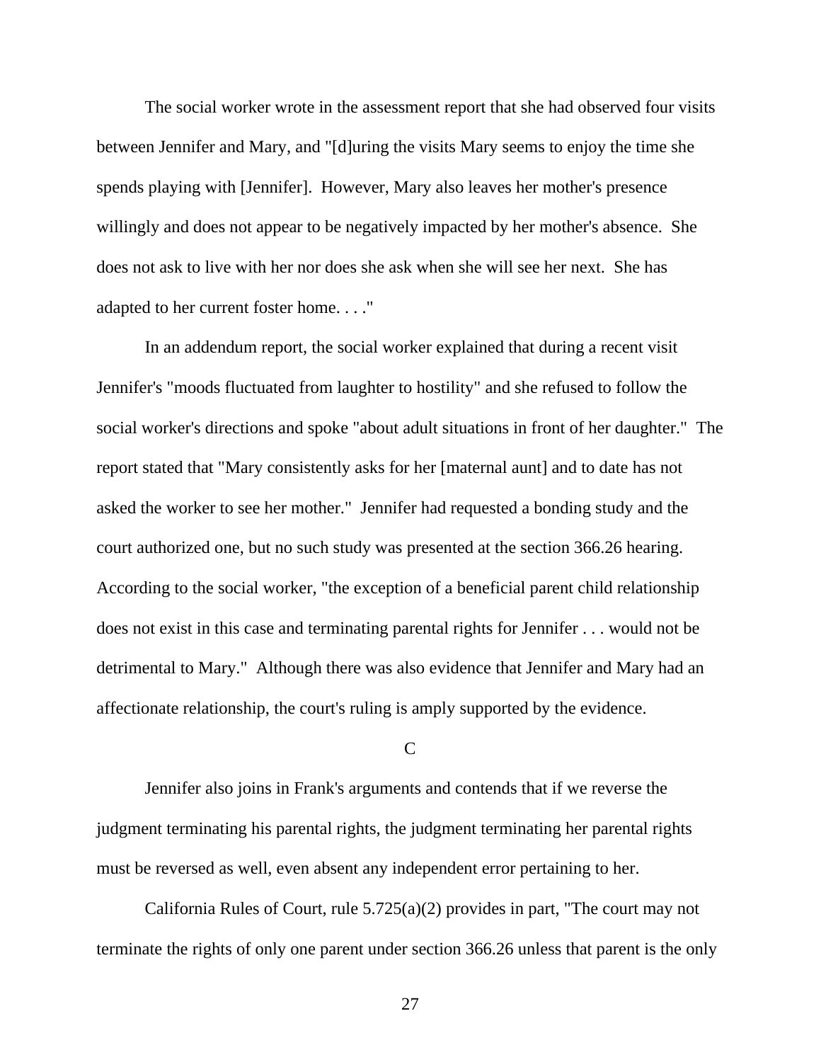The social worker wrote in the assessment report that she had observed four visits between Jennifer and Mary, and "[d]uring the visits Mary seems to enjoy the time she spends playing with [Jennifer]. However, Mary also leaves her mother's presence willingly and does not appear to be negatively impacted by her mother's absence. She does not ask to live with her nor does she ask when she will see her next. She has adapted to her current foster home. . . ."

In an addendum report, the social worker explained that during a recent visit Jennifer's "moods fluctuated from laughter to hostility" and she refused to follow the social worker's directions and spoke "about adult situations in front of her daughter." The report stated that "Mary consistently asks for her [maternal aunt] and to date has not asked the worker to see her mother." Jennifer had requested a bonding study and the court authorized one, but no such study was presented at the section 366.26 hearing. According to the social worker, "the exception of a beneficial parent child relationship does not exist in this case and terminating parental rights for Jennifer . . . would not be detrimental to Mary." Although there was also evidence that Jennifer and Mary had an affectionate relationship, the court's ruling is amply supported by the evidence.

C

Jennifer also joins in Frank's arguments and contends that if we reverse the judgment terminating his parental rights, the judgment terminating her parental rights must be reversed as well, even absent any independent error pertaining to her.

California Rules of Court, rule 5.725(a)(2) provides in part, "The court may not terminate the rights of only one parent under section 366.26 unless that parent is the only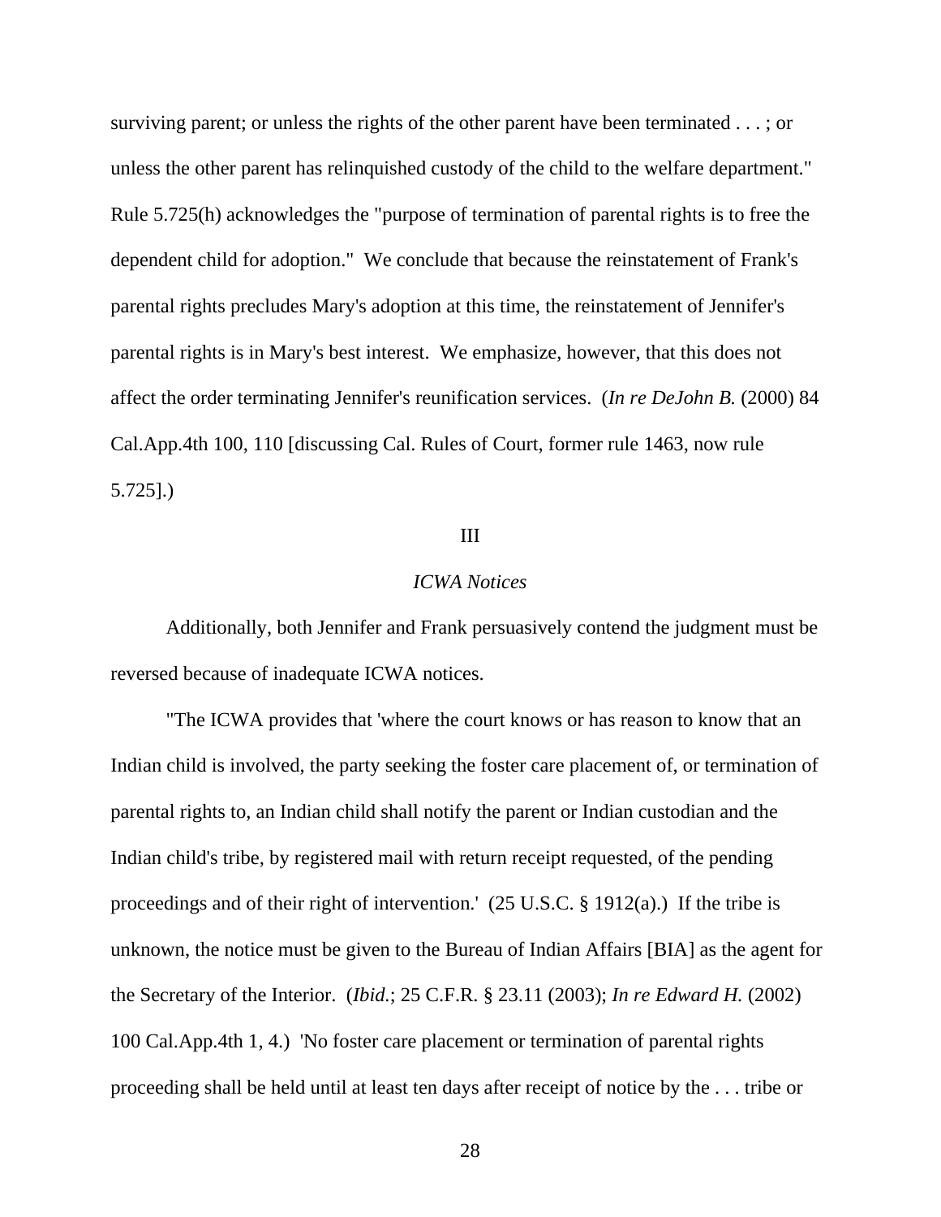surviving parent; or unless the rights of the other parent have been terminated . . . ; or unless the other parent has relinquished custody of the child to the welfare department." Rule 5.725(h) acknowledges the "purpose of termination of parental rights is to free the dependent child for adoption." We conclude that because the reinstatement of Frank's parental rights precludes Mary's adoption at this time, the reinstatement of Jennifer's parental rights is in Mary's best interest. We emphasize, however, that this does not affect the order terminating Jennifer's reunification services. (*In re DeJohn B.* (2000) 84 Cal.App.4th 100, 110 [discussing Cal. Rules of Court, former rule 1463, now rule 5.725].)

III

*ICWA Notices*

Additionally, both Jennifer and Frank persuasively contend the judgment must be reversed because of inadequate ICWA notices.

"The ICWA provides that 'where the court knows or has reason to know that an Indian child is involved, the party seeking the foster care placement of, or termination of parental rights to, an Indian child shall notify the parent or Indian custodian and the Indian child's tribe, by registered mail with return receipt requested, of the pending proceedings and of their right of intervention.' (25 U.S.C. § 1912(a).) If the tribe is unknown, the notice must be given to the Bureau of Indian Affairs [BIA] as the agent for the Secretary of the Interior. (*Ibid.*; 25 C.F.R. § 23.11 (2003); *In re Edward H.* (2002) 100 Cal.App.4th 1, 4.) 'No foster care placement or termination of parental rights proceeding shall be held until at least ten days after receipt of notice by the . . . tribe or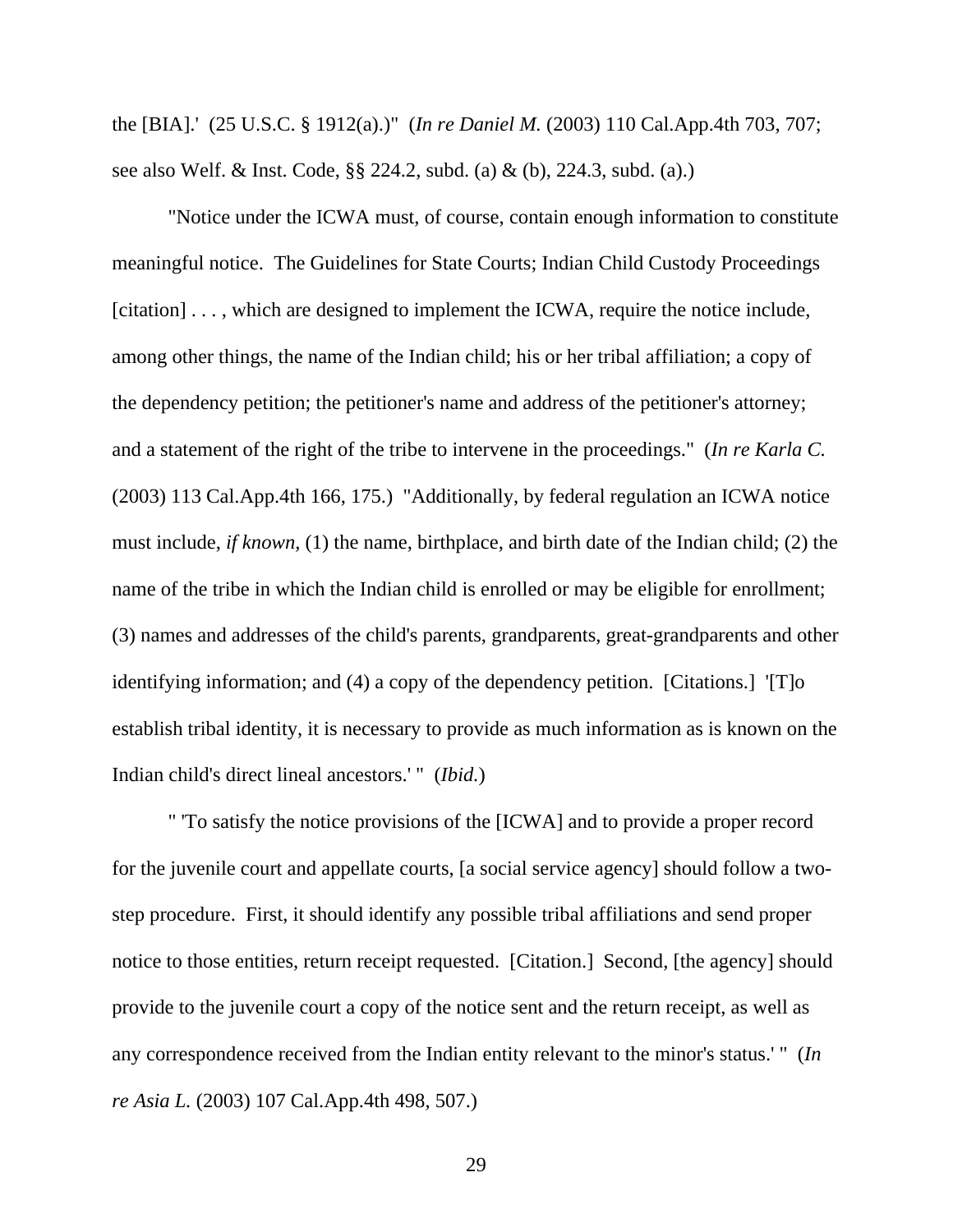the [BIA].' (25 U.S.C. § 1912(a).)" (*In re Daniel M.* (2003) 110 Cal.App.4th 703, 707; see also Welf. & Inst. Code, §§ 224.2, subd. (a) & (b), 224.3, subd. (a).)

"Notice under the ICWA must, of course, contain enough information to constitute meaningful notice. The Guidelines for State Courts; Indian Child Custody Proceedings [citation] . . . , which are designed to implement the ICWA, require the notice include, among other things, the name of the Indian child; his or her tribal affiliation; a copy of the dependency petition; the petitioner's name and address of the petitioner's attorney; and a statement of the right of the tribe to intervene in the proceedings." (*In re Karla C.* (2003) 113 Cal.App.4th 166, 175.) "Additionally, by federal regulation an ICWA notice must include, *if known,* (1) the name, birthplace, and birth date of the Indian child; (2) the name of the tribe in which the Indian child is enrolled or may be eligible for enrollment; (3) names and addresses of the child's parents, grandparents, great-grandparents and other identifying information; and (4) a copy of the dependency petition. [Citations.] '[T]o establish tribal identity, it is necessary to provide as much information as is known on the Indian child's direct lineal ancestors.' " (*Ibid.*)

" 'To satisfy the notice provisions of the [ICWA] and to provide a proper record for the juvenile court and appellate courts, [a social service agency] should follow a two-step procedure. First, it should identify any possible tribal affiliations and send proper notice to those entities, return receipt requested. [Citation.] Second, [the agency] should provide to the juvenile court a copy of the notice sent and the return receipt, as well as any correspondence received from the Indian entity relevant to the minor's status.' " (*In re Asia L.* (2003) 107 Cal.App.4th 498, 507.)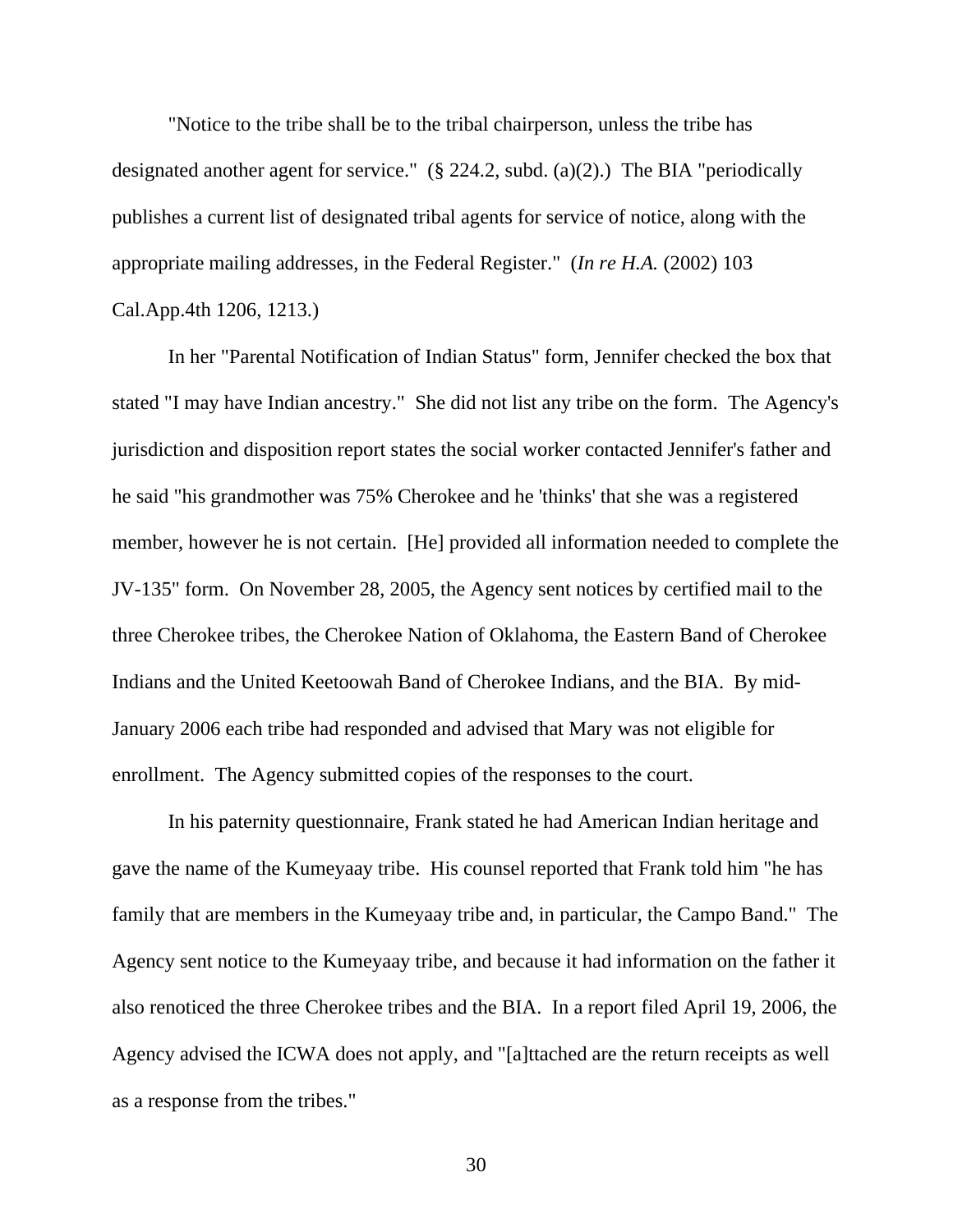"Notice to the tribe shall be to the tribal chairperson, unless the tribe has designated another agent for service." (§ 224.2, subd. (a)(2).) The BIA "periodically publishes a current list of designated tribal agents for service of notice, along with the appropriate mailing addresses, in the Federal Register." (*In re H.A.* (2002) 103 Cal.App.4th 1206, 1213.)

In her "Parental Notification of Indian Status" form, Jennifer checked the box that stated "I may have Indian ancestry." She did not list any tribe on the form. The Agency's jurisdiction and disposition report states the social worker contacted Jennifer's father and he said "his grandmother was 75% Cherokee and he 'thinks' that she was a registered member, however he is not certain. [He] provided all information needed to complete the JV-135" form. On November 28, 2005, the Agency sent notices by certified mail to the three Cherokee tribes, the Cherokee Nation of Oklahoma, the Eastern Band of Cherokee Indians and the United Keetoowah Band of Cherokee Indians, and the BIA. By mid-January 2006 each tribe had responded and advised that Mary was not eligible for enrollment. The Agency submitted copies of the responses to the court.

In his paternity questionnaire, Frank stated he had American Indian heritage and gave the name of the Kumeyaay tribe. His counsel reported that Frank told him "he has family that are members in the Kumeyaay tribe and, in particular, the Campo Band." The Agency sent notice to the Kumeyaay tribe, and because it had information on the father it also renoticed the three Cherokee tribes and the BIA. In a report filed April 19, 2006, the Agency advised the ICWA does not apply, and "[a]ttached are the return receipts as well as a response from the tribes."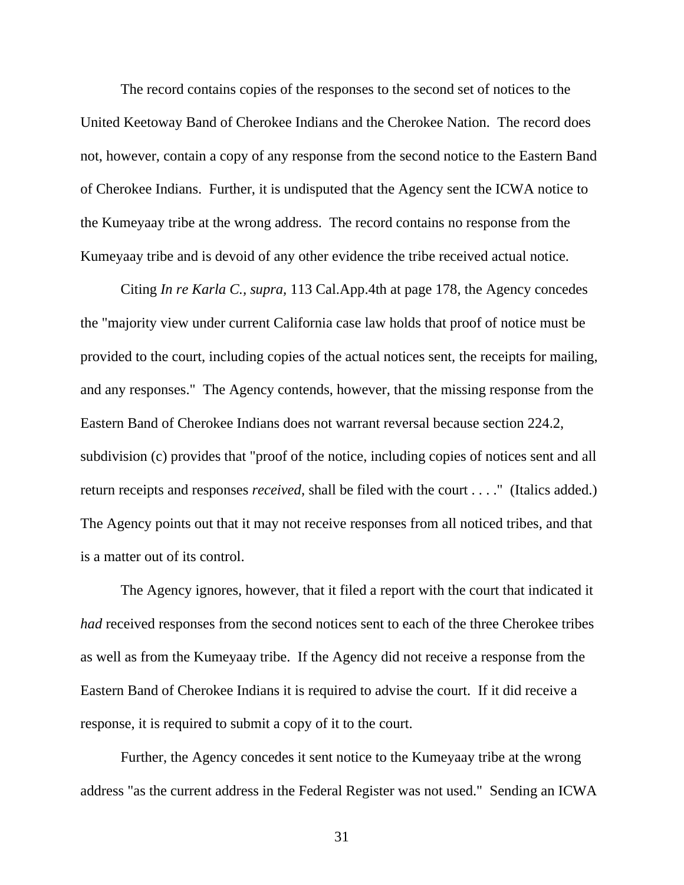The record contains copies of the responses to the second set of notices to the United Keetoway Band of Cherokee Indians and the Cherokee Nation. The record does not, however, contain a copy of any response from the second notice to the Eastern Band of Cherokee Indians. Further, it is undisputed that the Agency sent the ICWA notice to the Kumeyaay tribe at the wrong address. The record contains no response from the Kumeyaay tribe and is devoid of any other evidence the tribe received actual notice.

Citing *In re Karla C., supra*, 113 Cal.App.4th at page 178, the Agency concedes the "majority view under current California case law holds that proof of notice must be provided to the court, including copies of the actual notices sent, the receipts for mailing, and any responses." The Agency contends, however, that the missing response from the Eastern Band of Cherokee Indians does not warrant reversal because section 224.2, subdivision (c) provides that "proof of the notice, including copies of notices sent and all return receipts and responses *received*, shall be filed with the court . . . ." (Italics added.) The Agency points out that it may not receive responses from all noticed tribes, and that is a matter out of its control.

The Agency ignores, however, that it filed a report with the court that indicated it *had* received responses from the second notices sent to each of the three Cherokee tribes as well as from the Kumeyaay tribe. If the Agency did not receive a response from the Eastern Band of Cherokee Indians it is required to advise the court. If it did receive a response, it is required to submit a copy of it to the court.

Further, the Agency concedes it sent notice to the Kumeyaay tribe at the wrong address "as the current address in the Federal Register was not used." Sending an ICWA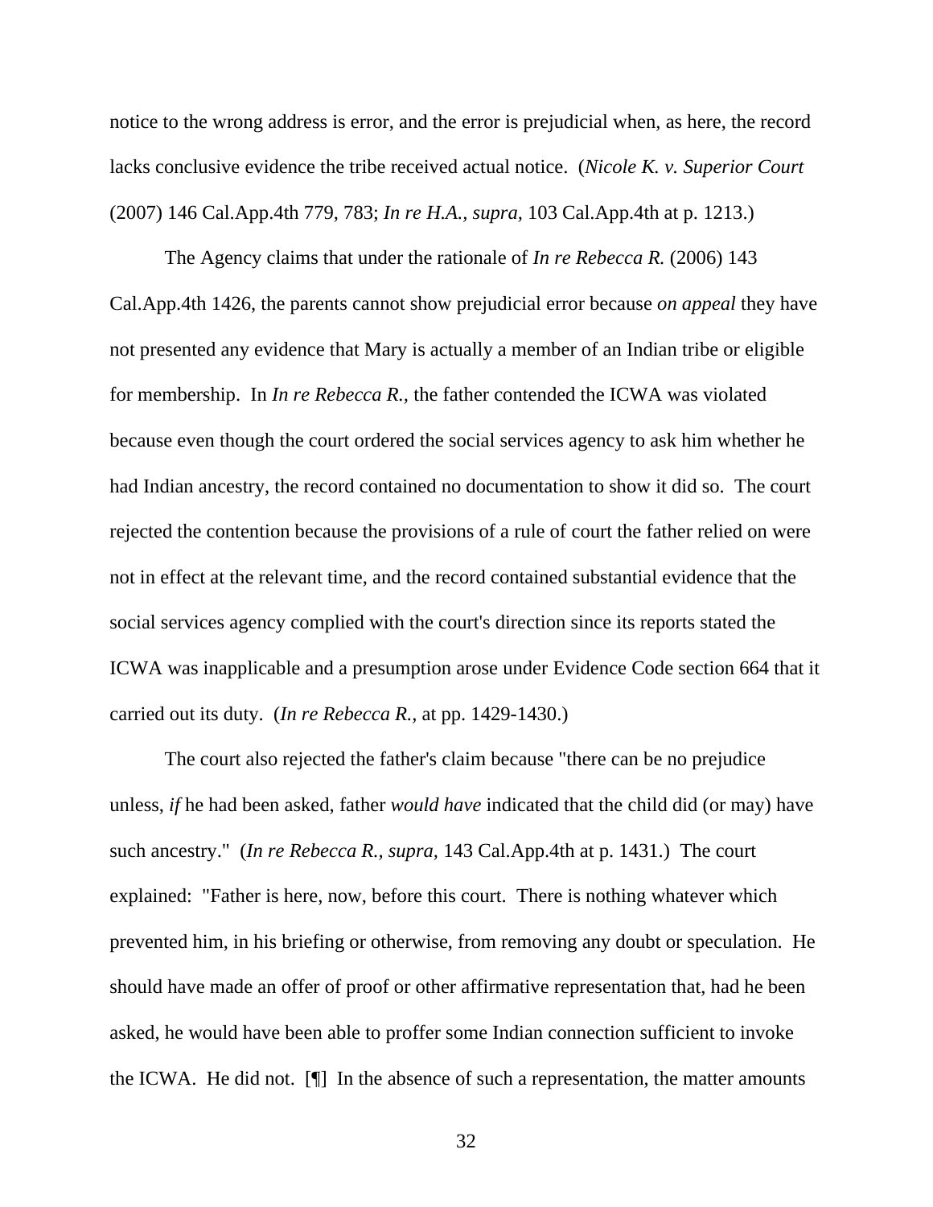notice to the wrong address is error, and the error is prejudicial when, as here, the record lacks conclusive evidence the tribe received actual notice. (*Nicole K. v. Superior Court* (2007) 146 Cal.App.4th 779, 783; *In re H.A.*, *supra,* 103 Cal.App.4th at p. 1213.)

The Agency claims that under the rationale of *In re Rebecca R.* (2006) 143 Cal.App.4th 1426, the parents cannot show prejudicial error because *on appeal* they have not presented any evidence that Mary is actually a member of an Indian tribe or eligible for membership. In *In re Rebecca R.,* the father contended the ICWA was violated because even though the court ordered the social services agency to ask him whether he had Indian ancestry, the record contained no documentation to show it did so. The court rejected the contention because the provisions of a rule of court the father relied on were not in effect at the relevant time, and the record contained substantial evidence that the social services agency complied with the court's direction since its reports stated the ICWA was inapplicable and a presumption arose under Evidence Code section 664 that it carried out its duty. (*In re Rebecca R.,* at pp. 1429-1430.)

The court also rejected the father's claim because "there can be no prejudice unless, *if* he had been asked, father *would have* indicated that the child did (or may) have such ancestry." (*In re Rebecca R., supra,* 143 Cal.App.4th at p. 1431.) The court explained: "Father is here, now, before this court. There is nothing whatever which prevented him, in his briefing or otherwise, from removing any doubt or speculation. He should have made an offer of proof or other affirmative representation that, had he been asked, he would have been able to proffer some Indian connection sufficient to invoke the ICWA. He did not. [¶] In the absence of such a representation, the matter amounts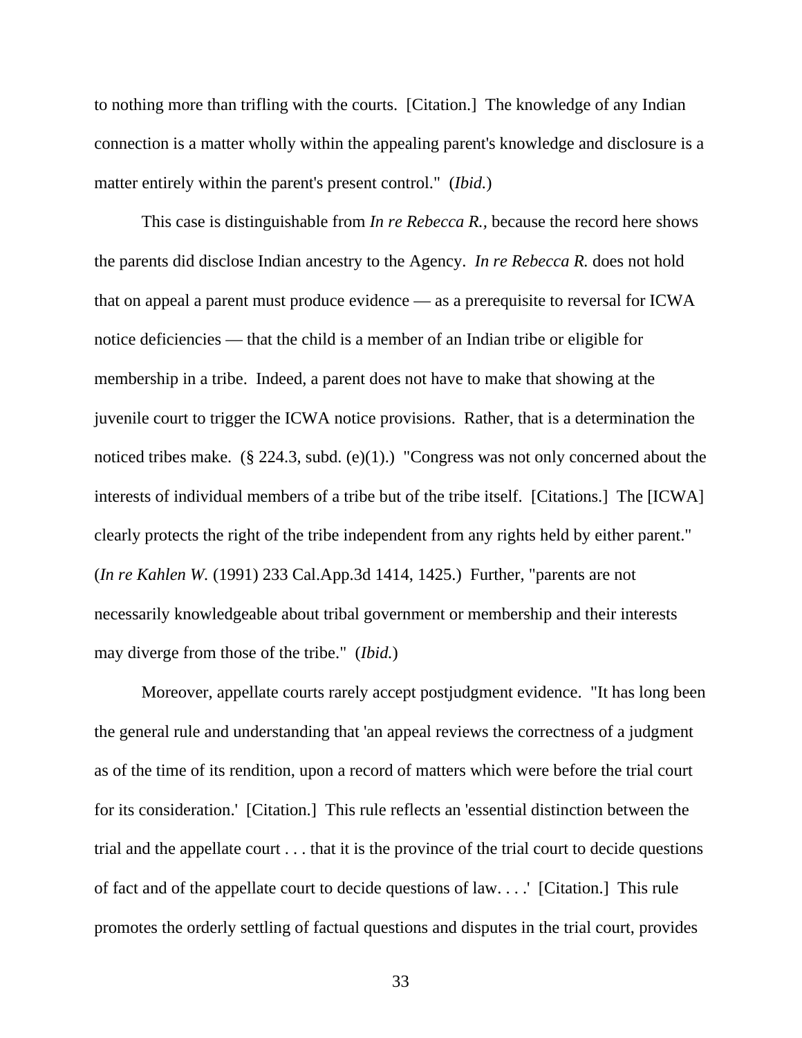to nothing more than trifling with the courts. [Citation.] The knowledge of any Indian connection is a matter wholly within the appealing parent's knowledge and disclosure is a matter entirely within the parent's present control." (*Ibid.*)

This case is distinguishable from *In re Rebecca R.,* because the record here shows the parents did disclose Indian ancestry to the Agency. *In re Rebecca R.* does not hold that on appeal a parent must produce evidence — as a prerequisite to reversal for ICWA notice deficiencies — that the child is a member of an Indian tribe or eligible for membership in a tribe. Indeed, a parent does not have to make that showing at the juvenile court to trigger the ICWA notice provisions. Rather, that is a determination the noticed tribes make. (§ 224.3, subd. (e)(1).) "Congress was not only concerned about the interests of individual members of a tribe but of the tribe itself. [Citations.] The [ICWA] clearly protects the right of the tribe independent from any rights held by either parent." (*In re Kahlen W.* (1991) 233 Cal.App.3d 1414, 1425.) Further, "parents are not necessarily knowledgeable about tribal government or membership and their interests may diverge from those of the tribe." (*Ibid.*)

Moreover, appellate courts rarely accept postjudgment evidence. "It has long been the general rule and understanding that 'an appeal reviews the correctness of a judgment as of the time of its rendition, upon a record of matters which were before the trial court for its consideration.' [Citation.] This rule reflects an 'essential distinction between the trial and the appellate court . . . that it is the province of the trial court to decide questions of fact and of the appellate court to decide questions of law. . . .' [Citation.] This rule promotes the orderly settling of factual questions and disputes in the trial court, provides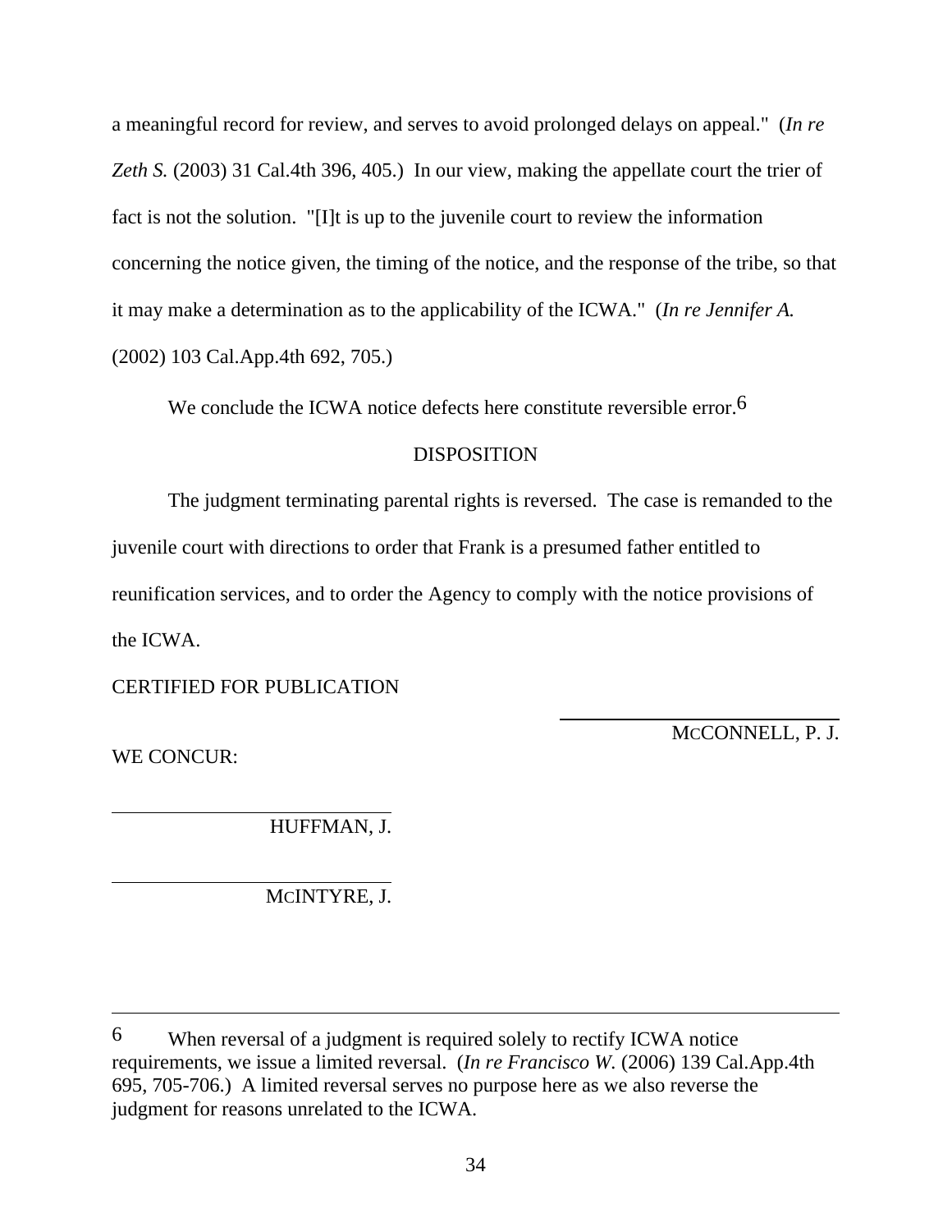a meaningful record for review, and serves to avoid prolonged delays on appeal." (*In re Zeth S.* (2003) 31 Cal.4th 396, 405.) In our view, making the appellate court the trier of fact is not the solution. "[I]t is up to the juvenile court to review the information concerning the notice given, the timing of the notice, and the response of the tribe, so that it may make a determination as to the applicability of the ICWA." (*In re Jennifer A.* (2002) 103 Cal.App.4th 692, 705.)

We conclude the ICWA notice defects here constitute reversible error.[6]

DISPOSITION

The judgment terminating parental rights is reversed. The case is remanded to the juvenile court with directions to order that Frank is a presumed father entitled to reunification services, and to order the Agency to comply with the notice provisions of the ICWA.

CERTIFIED FOR PUBLICATION

McCONNELL, P. J.

WE CONCUR:

HUFFMAN, J.

McINTYRE, J.

---

[6] When reversal of a judgment is required solely to rectify ICWA notice requirements, we issue a limited reversal. (*In re Francisco W.* (2006) 139 Cal.App.4th 695, 705-706.) A limited reversal serves no purpose here as we also reverse the judgment for reasons unrelated to the ICWA.